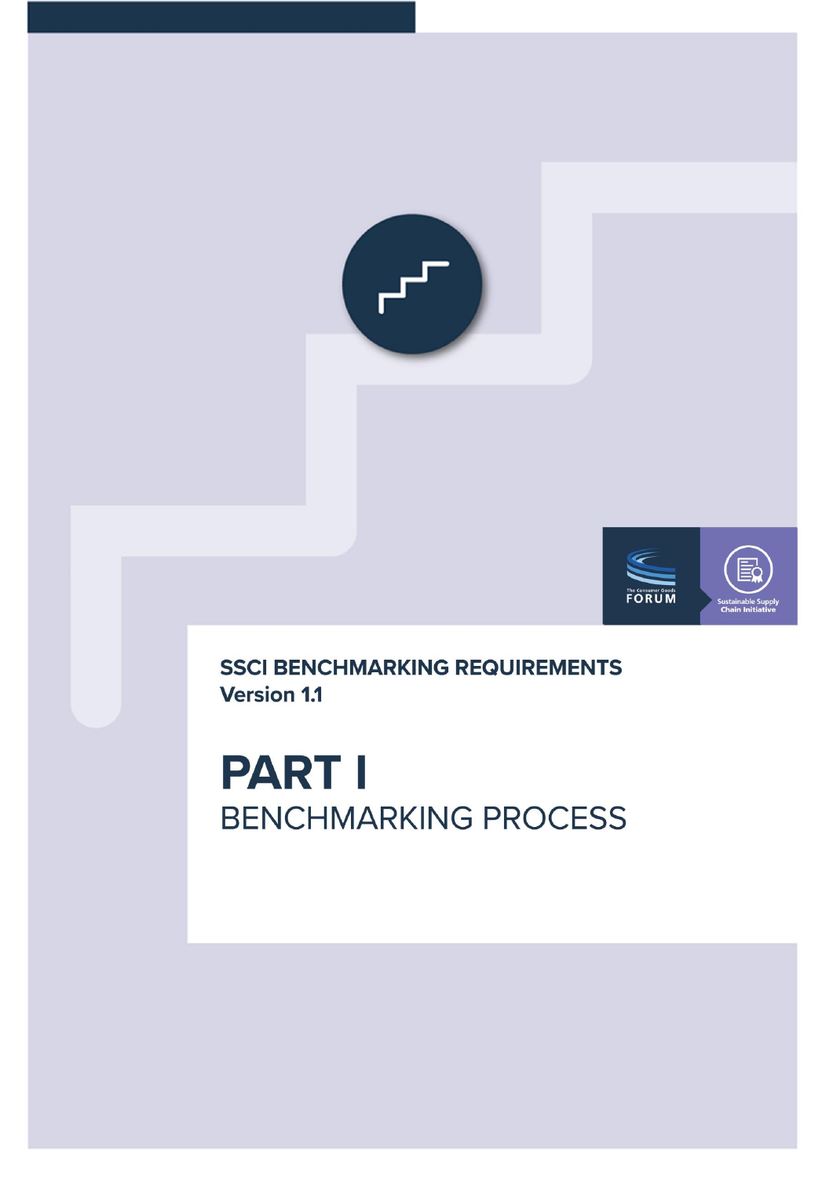**SSCI BENCHMARKING REQUIREMENTS**
**Version 1.1**

# PART I
## BENCHMARKING PROCESS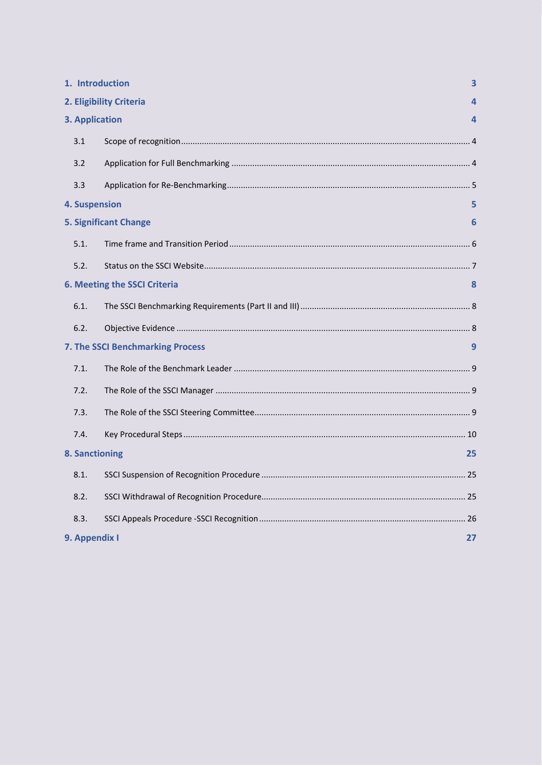1. Introduction 3

2. Eligibility Criteria 4

3. Application 4

- 3.1 Scope of recognition ... 4
- 3.2 Application for Full Benchmarking ... 4
- 3.3 Application for Re-Benchmarking ... 5

4. Suspension 5

5. Significant Change 6

- 5.1. Time frame and Transition Period ... 6
- 5.2. Status on the SSCI Website ... 7

6. Meeting the SSCI Criteria 8

- 6.1. The SSCI Benchmarking Requirements (Part II and III) ... 8
- 6.2. Objective Evidence ... 8

7. The SSCI Benchmarking Process 9

- 7.1. The Role of the Benchmark Leader ... 9
- 7.2. The Role of the SSCI Manager ... 9
- 7.3. The Role of the SSCI Steering Committee ... 9
- 7.4. Key Procedural Steps ... 10

8. Sanctioning 25

- 8.1. SSCI Suspension of Recognition Procedure ... 25
- 8.2. SSCI Withdrawal of Recognition Procedure ... 25
- 8.3. SSCI Appeals Procedure -SSCI Recognition ... 26

9. Appendix I 27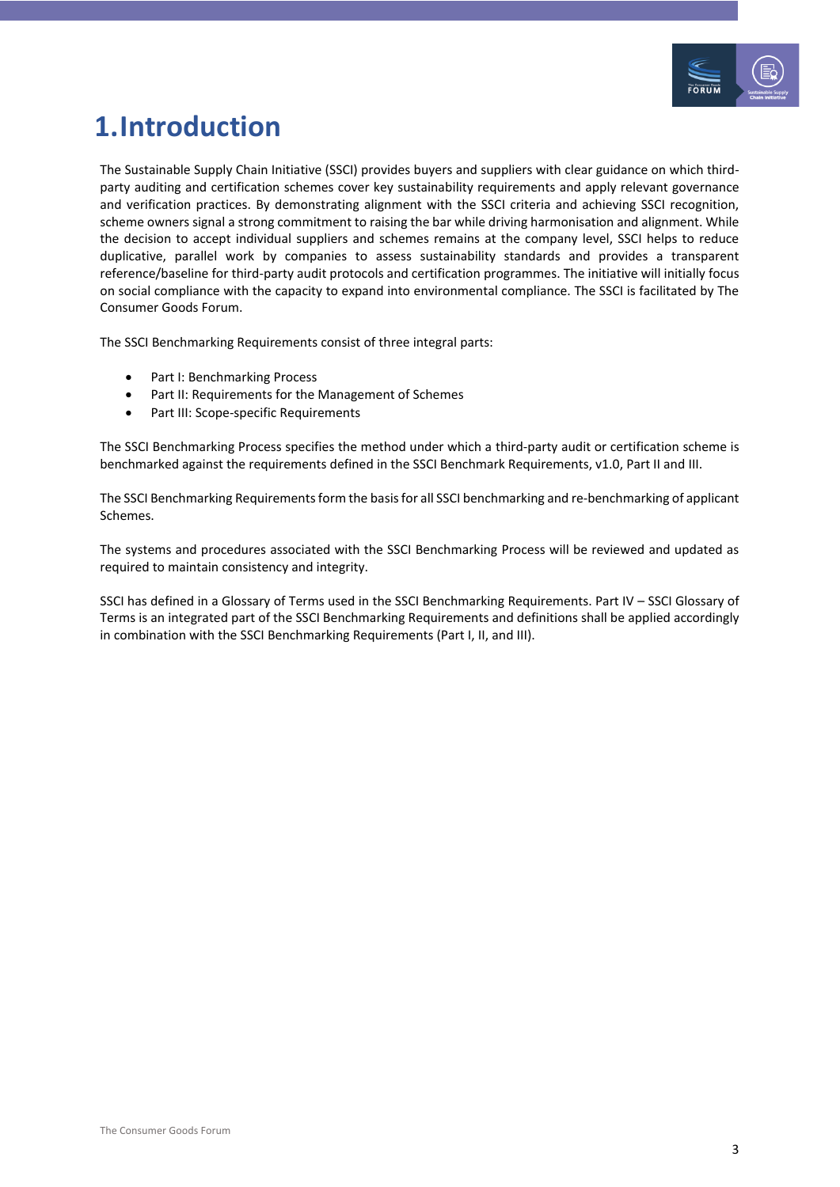# 1.Introduction

The Sustainable Supply Chain Initiative (SSCI) provides buyers and suppliers with clear guidance on which third-party auditing and certification schemes cover key sustainability requirements and apply relevant governance and verification practices. By demonstrating alignment with the SSCI criteria and achieving SSCI recognition, scheme owners signal a strong commitment to raising the bar while driving harmonisation and alignment. While the decision to accept individual suppliers and schemes remains at the company level, SSCI helps to reduce duplicative, parallel work by companies to assess sustainability standards and provides a transparent reference/baseline for third-party audit protocols and certification programmes. The initiative will initially focus on social compliance with the capacity to expand into environmental compliance. The SSCI is facilitated by The Consumer Goods Forum.

The SSCI Benchmarking Requirements consist of three integral parts:

- Part I: Benchmarking Process
- Part II: Requirements for the Management of Schemes
- Part III: Scope-specific Requirements

The SSCI Benchmarking Process specifies the method under which a third-party audit or certification scheme is benchmarked against the requirements defined in the SSCI Benchmark Requirements, v1.0, Part II and III.

The SSCI Benchmarking Requirements form the basis for all SSCI benchmarking and re-benchmarking of applicant Schemes.

The systems and procedures associated with the SSCI Benchmarking Process will be reviewed and updated as required to maintain consistency and integrity.

SSCI has defined in a Glossary of Terms used in the SSCI Benchmarking Requirements. Part IV – SSCI Glossary of Terms is an integrated part of the SSCI Benchmarking Requirements and definitions shall be applied accordingly in combination with the SSCI Benchmarking Requirements (Part I, II, and III).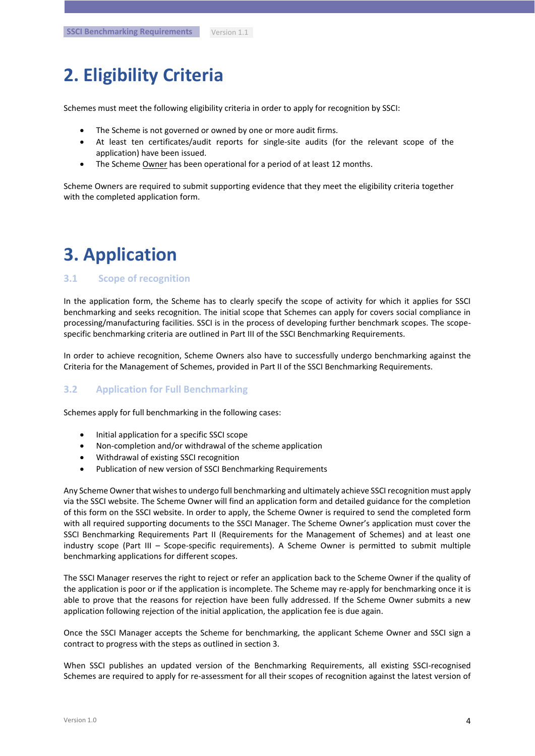# 2. Eligibility Criteria

Schemes must meet the following eligibility criteria in order to apply for recognition by SSCI:

- The Scheme is not governed or owned by one or more audit firms.
- At least ten certificates/audit reports for single-site audits (for the relevant scope of the application) have been issued.
- The Scheme Owner has been operational for a period of at least 12 months.

Scheme Owners are required to submit supporting evidence that they meet the eligibility criteria together with the completed application form.

# 3. Application

## 3.1 Scope of recognition

In the application form, the Scheme has to clearly specify the scope of activity for which it applies for SSCI benchmarking and seeks recognition. The initial scope that Schemes can apply for covers social compliance in processing/manufacturing facilities. SSCI is in the process of developing further benchmark scopes. The scope-specific benchmarking criteria are outlined in Part III of the SSCI Benchmarking Requirements.

In order to achieve recognition, Scheme Owners also have to successfully undergo benchmarking against the Criteria for the Management of Schemes, provided in Part II of the SSCI Benchmarking Requirements.

## 3.2 Application for Full Benchmarking

Schemes apply for full benchmarking in the following cases:

- Initial application for a specific SSCI scope
- Non-completion and/or withdrawal of the scheme application
- Withdrawal of existing SSCI recognition
- Publication of new version of SSCI Benchmarking Requirements

Any Scheme Owner that wishes to undergo full benchmarking and ultimately achieve SSCI recognition must apply via the SSCI website. The Scheme Owner will find an application form and detailed guidance for the completion of this form on the SSCI website. In order to apply, the Scheme Owner is required to send the completed form with all required supporting documents to the SSCI Manager. The Scheme Owner's application must cover the SSCI Benchmarking Requirements Part II (Requirements for the Management of Schemes) and at least one industry scope (Part III – Scope-specific requirements). A Scheme Owner is permitted to submit multiple benchmarking applications for different scopes.

The SSCI Manager reserves the right to reject or refer an application back to the Scheme Owner if the quality of the application is poor or if the application is incomplete. The Scheme may re-apply for benchmarking once it is able to prove that the reasons for rejection have been fully addressed. If the Scheme Owner submits a new application following rejection of the initial application, the application fee is due again.

Once the SSCI Manager accepts the Scheme for benchmarking, the applicant Scheme Owner and SSCI sign a contract to progress with the steps as outlined in section 3.

When SSCI publishes an updated version of the Benchmarking Requirements, all existing SSCI-recognised Schemes are required to apply for re-assessment for all their scopes of recognition against the latest version of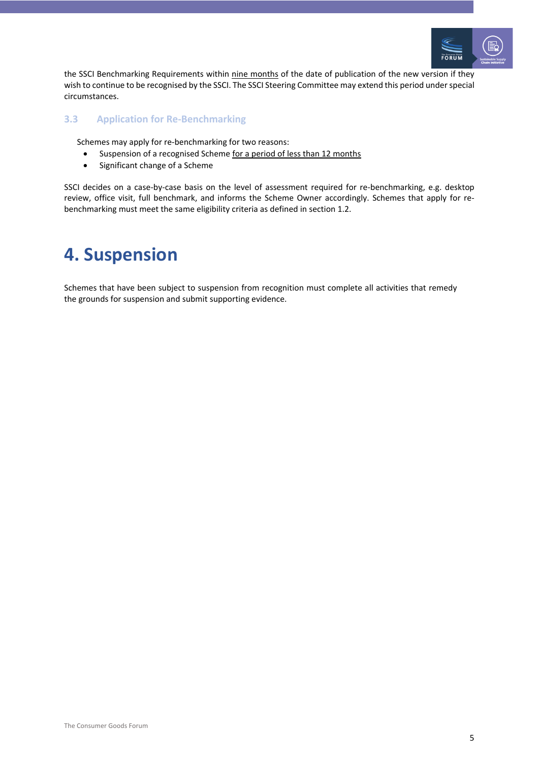the SSCI Benchmarking Requirements within nine months of the date of publication of the new version if they wish to continue to be recognised by the SSCI. The SSCI Steering Committee may extend this period under special circumstances.

### 3.3 Application for Re-Benchmarking

Schemes may apply for re-benchmarking for two reasons:

- Suspension of a recognised Scheme for a period of less than 12 months
- Significant change of a Scheme

SSCI decides on a case-by-case basis on the level of assessment required for re-benchmarking, e.g. desktop review, office visit, full benchmark, and informs the Scheme Owner accordingly. Schemes that apply for re-benchmarking must meet the same eligibility criteria as defined in section 1.2.

# 4. Suspension

Schemes that have been subject to suspension from recognition must complete all activities that remedy the grounds for suspension and submit supporting evidence.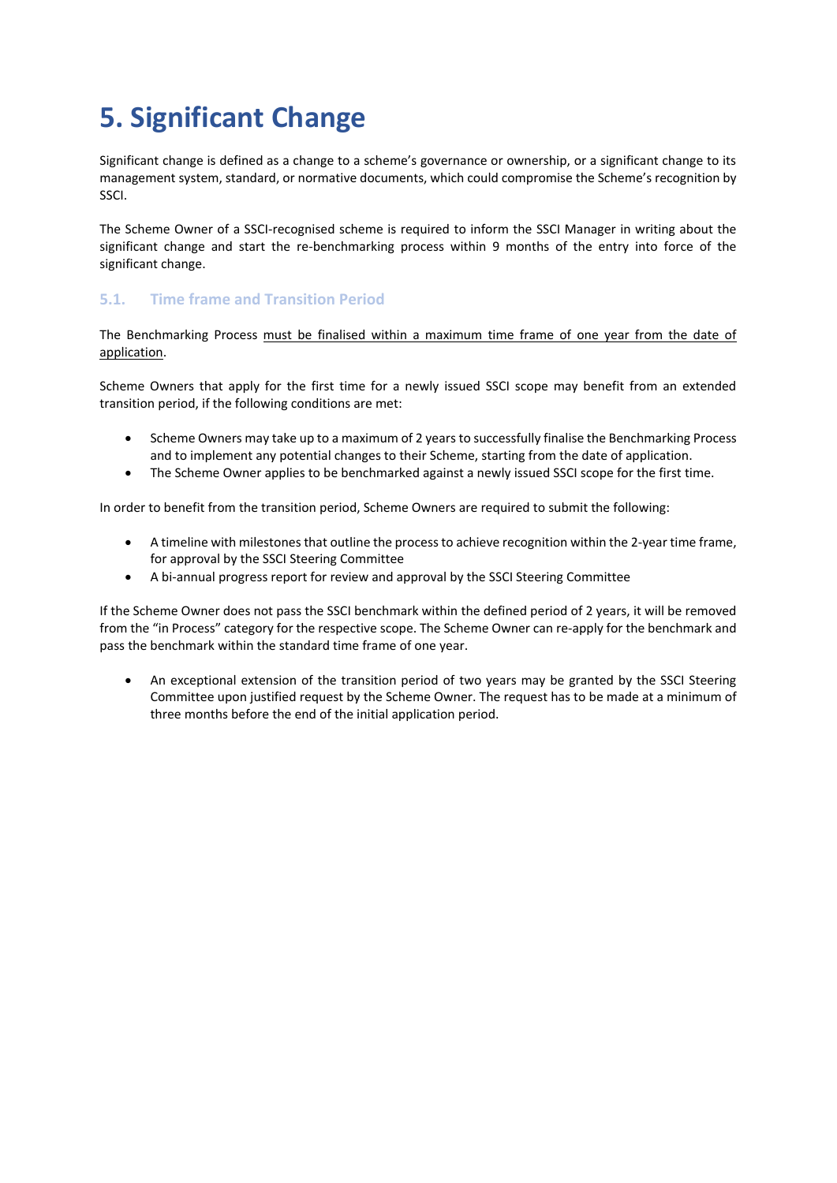# 5. Significant Change

Significant change is defined as a change to a scheme's governance or ownership, or a significant change to its management system, standard, or normative documents, which could compromise the Scheme's recognition by SSCI.

The Scheme Owner of a SSCI-recognised scheme is required to inform the SSCI Manager in writing about the significant change and start the re-benchmarking process within 9 months of the entry into force of the significant change.

## 5.1. Time frame and Transition Period

The Benchmarking Process must be finalised within a maximum time frame of one year from the date of application.

Scheme Owners that apply for the first time for a newly issued SSCI scope may benefit from an extended transition period, if the following conditions are met:

- Scheme Owners may take up to a maximum of 2 years to successfully finalise the Benchmarking Process and to implement any potential changes to their Scheme, starting from the date of application.
- The Scheme Owner applies to be benchmarked against a newly issued SSCI scope for the first time.

In order to benefit from the transition period, Scheme Owners are required to submit the following:

- A timeline with milestones that outline the process to achieve recognition within the 2-year time frame, for approval by the SSCI Steering Committee
- A bi-annual progress report for review and approval by the SSCI Steering Committee

If the Scheme Owner does not pass the SSCI benchmark within the defined period of 2 years, it will be removed from the "in Process" category for the respective scope. The Scheme Owner can re-apply for the benchmark and pass the benchmark within the standard time frame of one year.

- An exceptional extension of the transition period of two years may be granted by the SSCI Steering Committee upon justified request by the Scheme Owner. The request has to be made at a minimum of three months before the end of the initial application period.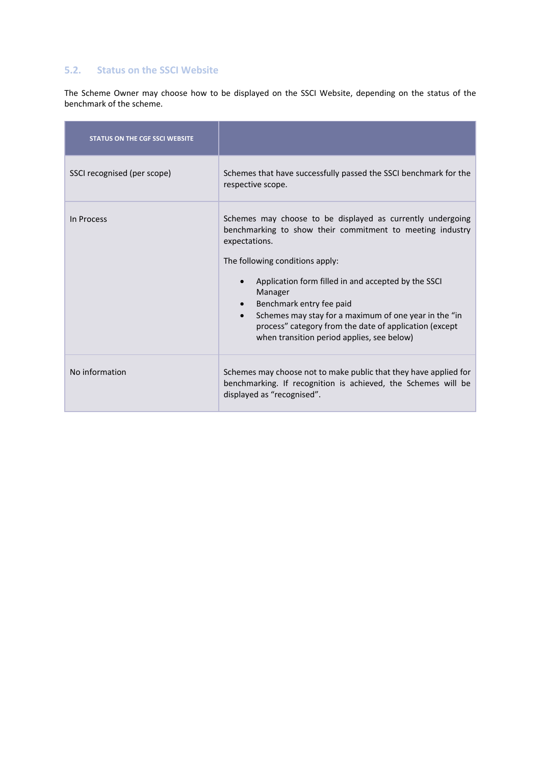## 5.2. Status on the SSCI Website

The Scheme Owner may choose how to be displayed on the SSCI Website, depending on the status of the benchmark of the scheme.

| STATUS ON THE CGF SSCI WEBSITE | |
|---|---|
| SSCI recognised (per scope) | Schemes that have successfully passed the SSCI benchmark for the respective scope. |
| In Process | Schemes may choose to be displayed as currently undergoing benchmarking to show their commitment to meeting industry expectations.<br><br>The following conditions apply:<br><br>• Application form filled in and accepted by the SSCI Manager<br>• Benchmark entry fee paid<br>• Schemes may stay for a maximum of one year in the "in process" category from the date of application (except when transition period applies, see below) |
| No information | Schemes may choose not to make public that they have applied for benchmarking. If recognition is achieved, the Schemes will be displayed as "recognised". |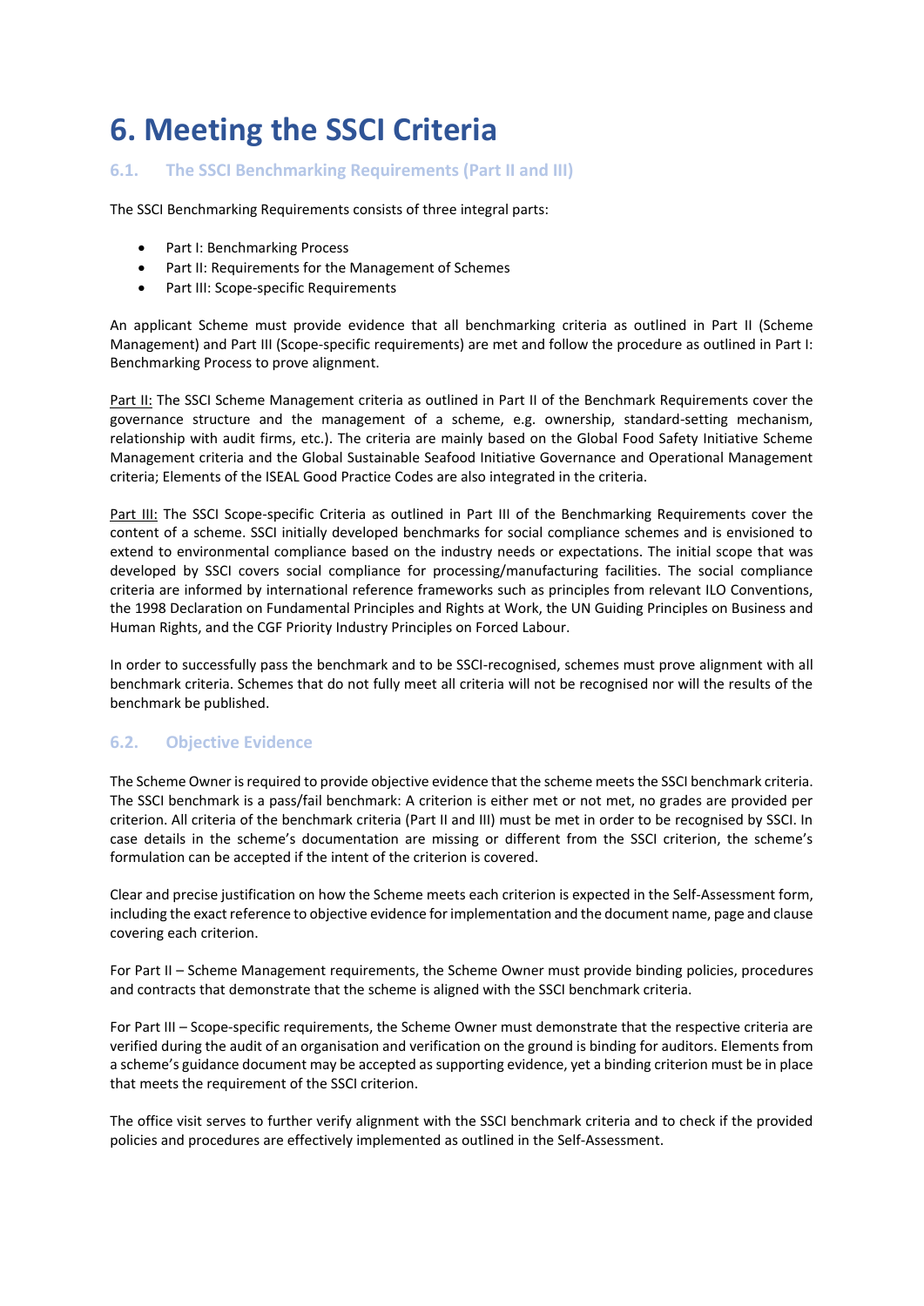# 6. Meeting the SSCI Criteria

## 6.1. The SSCI Benchmarking Requirements (Part II and III)

The SSCI Benchmarking Requirements consists of three integral parts:

- Part I: Benchmarking Process
- Part II: Requirements for the Management of Schemes
- Part III: Scope-specific Requirements

An applicant Scheme must provide evidence that all benchmarking criteria as outlined in Part II (Scheme Management) and Part III (Scope-specific requirements) are met and follow the procedure as outlined in Part I: Benchmarking Process to prove alignment.

Part II: The SSCI Scheme Management criteria as outlined in Part II of the Benchmark Requirements cover the governance structure and the management of a scheme, e.g. ownership, standard-setting mechanism, relationship with audit firms, etc.). The criteria are mainly based on the Global Food Safety Initiative Scheme Management criteria and the Global Sustainable Seafood Initiative Governance and Operational Management criteria; Elements of the ISEAL Good Practice Codes are also integrated in the criteria.

Part III: The SSCI Scope-specific Criteria as outlined in Part III of the Benchmarking Requirements cover the content of a scheme. SSCI initially developed benchmarks for social compliance schemes and is envisioned to extend to environmental compliance based on the industry needs or expectations. The initial scope that was developed by SSCI covers social compliance for processing/manufacturing facilities. The social compliance criteria are informed by international reference frameworks such as principles from relevant ILO Conventions, the 1998 Declaration on Fundamental Principles and Rights at Work, the UN Guiding Principles on Business and Human Rights, and the CGF Priority Industry Principles on Forced Labour.

In order to successfully pass the benchmark and to be SSCI-recognised, schemes must prove alignment with all benchmark criteria. Schemes that do not fully meet all criteria will not be recognised nor will the results of the benchmark be published.

## 6.2. Objective Evidence

The Scheme Owner is required to provide objective evidence that the scheme meets the SSCI benchmark criteria. The SSCI benchmark is a pass/fail benchmark: A criterion is either met or not met, no grades are provided per criterion. All criteria of the benchmark criteria (Part II and III) must be met in order to be recognised by SSCI. In case details in the scheme's documentation are missing or different from the SSCI criterion, the scheme's formulation can be accepted if the intent of the criterion is covered.

Clear and precise justification on how the Scheme meets each criterion is expected in the Self-Assessment form, including the exact reference to objective evidence for implementation and the document name, page and clause covering each criterion.

For Part II – Scheme Management requirements, the Scheme Owner must provide binding policies, procedures and contracts that demonstrate that the scheme is aligned with the SSCI benchmark criteria.

For Part III – Scope-specific requirements, the Scheme Owner must demonstrate that the respective criteria are verified during the audit of an organisation and verification on the ground is binding for auditors. Elements from a scheme's guidance document may be accepted as supporting evidence, yet a binding criterion must be in place that meets the requirement of the SSCI criterion.

The office visit serves to further verify alignment with the SSCI benchmark criteria and to check if the provided policies and procedures are effectively implemented as outlined in the Self-Assessment.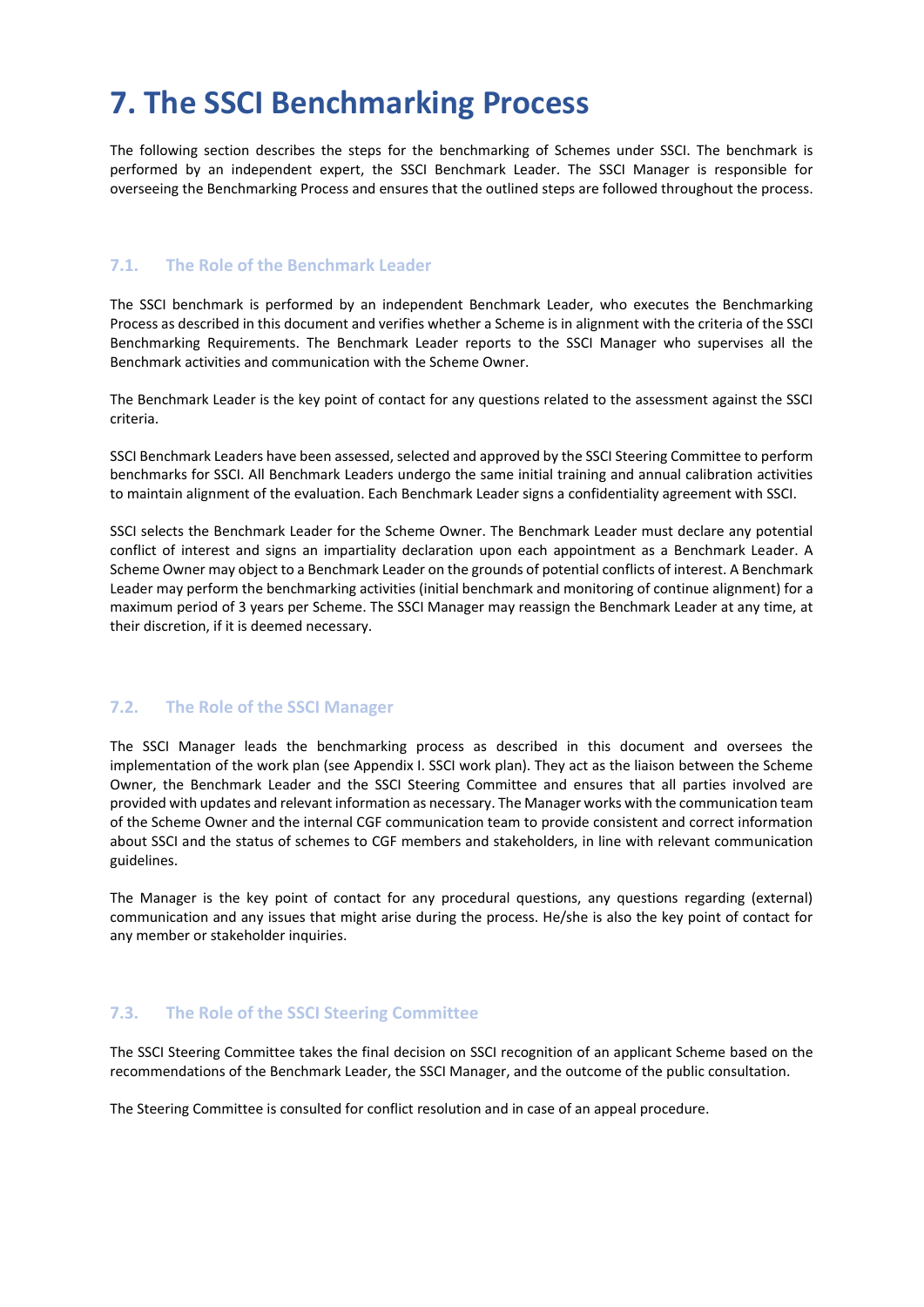# 7. The SSCI Benchmarking Process

The following section describes the steps for the benchmarking of Schemes under SSCI. The benchmark is performed by an independent expert, the SSCI Benchmark Leader. The SSCI Manager is responsible for overseeing the Benchmarking Process and ensures that the outlined steps are followed throughout the process.

## 7.1. The Role of the Benchmark Leader

The SSCI benchmark is performed by an independent Benchmark Leader, who executes the Benchmarking Process as described in this document and verifies whether a Scheme is in alignment with the criteria of the SSCI Benchmarking Requirements. The Benchmark Leader reports to the SSCI Manager who supervises all the Benchmark activities and communication with the Scheme Owner.

The Benchmark Leader is the key point of contact for any questions related to the assessment against the SSCI criteria.

SSCI Benchmark Leaders have been assessed, selected and approved by the SSCI Steering Committee to perform benchmarks for SSCI. All Benchmark Leaders undergo the same initial training and annual calibration activities to maintain alignment of the evaluation. Each Benchmark Leader signs a confidentiality agreement with SSCI.

SSCI selects the Benchmark Leader for the Scheme Owner. The Benchmark Leader must declare any potential conflict of interest and signs an impartiality declaration upon each appointment as a Benchmark Leader. A Scheme Owner may object to a Benchmark Leader on the grounds of potential conflicts of interest. A Benchmark Leader may perform the benchmarking activities (initial benchmark and monitoring of continue alignment) for a maximum period of 3 years per Scheme. The SSCI Manager may reassign the Benchmark Leader at any time, at their discretion, if it is deemed necessary.

## 7.2. The Role of the SSCI Manager

The SSCI Manager leads the benchmarking process as described in this document and oversees the implementation of the work plan (see Appendix I. SSCI work plan). They act as the liaison between the Scheme Owner, the Benchmark Leader and the SSCI Steering Committee and ensures that all parties involved are provided with updates and relevant information as necessary. The Manager works with the communication team of the Scheme Owner and the internal CGF communication team to provide consistent and correct information about SSCI and the status of schemes to CGF members and stakeholders, in line with relevant communication guidelines.

The Manager is the key point of contact for any procedural questions, any questions regarding (external) communication and any issues that might arise during the process. He/she is also the key point of contact for any member or stakeholder inquiries.

## 7.3. The Role of the SSCI Steering Committee

The SSCI Steering Committee takes the final decision on SSCI recognition of an applicant Scheme based on the recommendations of the Benchmark Leader, the SSCI Manager, and the outcome of the public consultation.

The Steering Committee is consulted for conflict resolution and in case of an appeal procedure.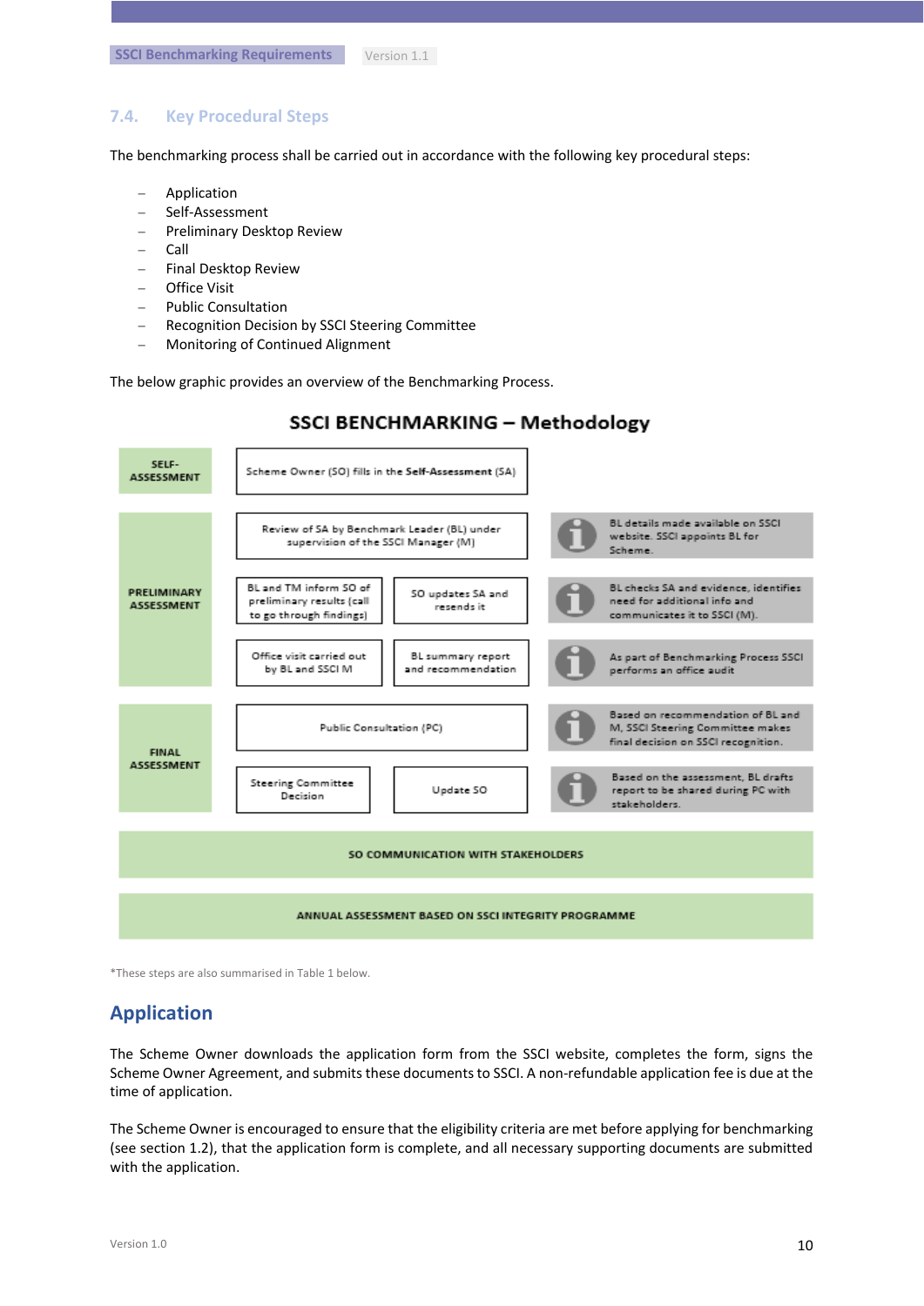## 7.4. Key Procedural Steps

The benchmarking process shall be carried out in accordance with the following key procedural steps:

- Application
- Self-Assessment
- Preliminary Desktop Review
- Call
- Final Desktop Review
- Office Visit
- Public Consultation
- Recognition Decision by SSCI Steering Committee
- Monitoring of Continued Alignment

The below graphic provides an overview of the Benchmarking Process.

**SSCI BENCHMARKING – Methodology**

| Stage | Steps | | Information |
|---|---|---|---|
| SELF-ASSESSMENT | Scheme Owner (SO) fills in the **Self-Assessment** (SA) | | |
| PRELIMINARY ASSESSMENT | Review of SA by Benchmark Leader (BL) under supervision of the SSCI Manager (M) | | BL details made available on SSCI website. SSCI appoints BL for Scheme. |
| | BL and TM inform SO of preliminary results (call to go through findings) | SO updates SA and resends it | BL checks SA and evidence, identifies need for additional info and communicates it to SSCI (M). |
| | Office visit carried out by BL and SSCI M | BL summary report and recommendation | As part of Benchmarking Process SSCI performs an office audit |
| FINAL ASSESSMENT | Public Consultation (PC) | | Based on recommendation of BL and M, SSCI Steering Committee makes final decision on SSCI recognition. |
| | Steering Committee Decision | Update SO | Based on the assessment, BL drafts report to be shared during PC with stakeholders. |
| SO COMMUNICATION WITH STAKEHOLDERS | | | |
| ANNUAL ASSESSMENT BASED ON SSCI INTEGRITY PROGRAMME | | | |

*These steps are also summarised in Table 1 below.

## Application

The Scheme Owner downloads the application form from the SSCI website, completes the form, signs the Scheme Owner Agreement, and submits these documents to SSCI. A non-refundable application fee is due at the time of application.

The Scheme Owner is encouraged to ensure that the eligibility criteria are met before applying for benchmarking (see section 1.2), that the application form is complete, and all necessary supporting documents are submitted with the application.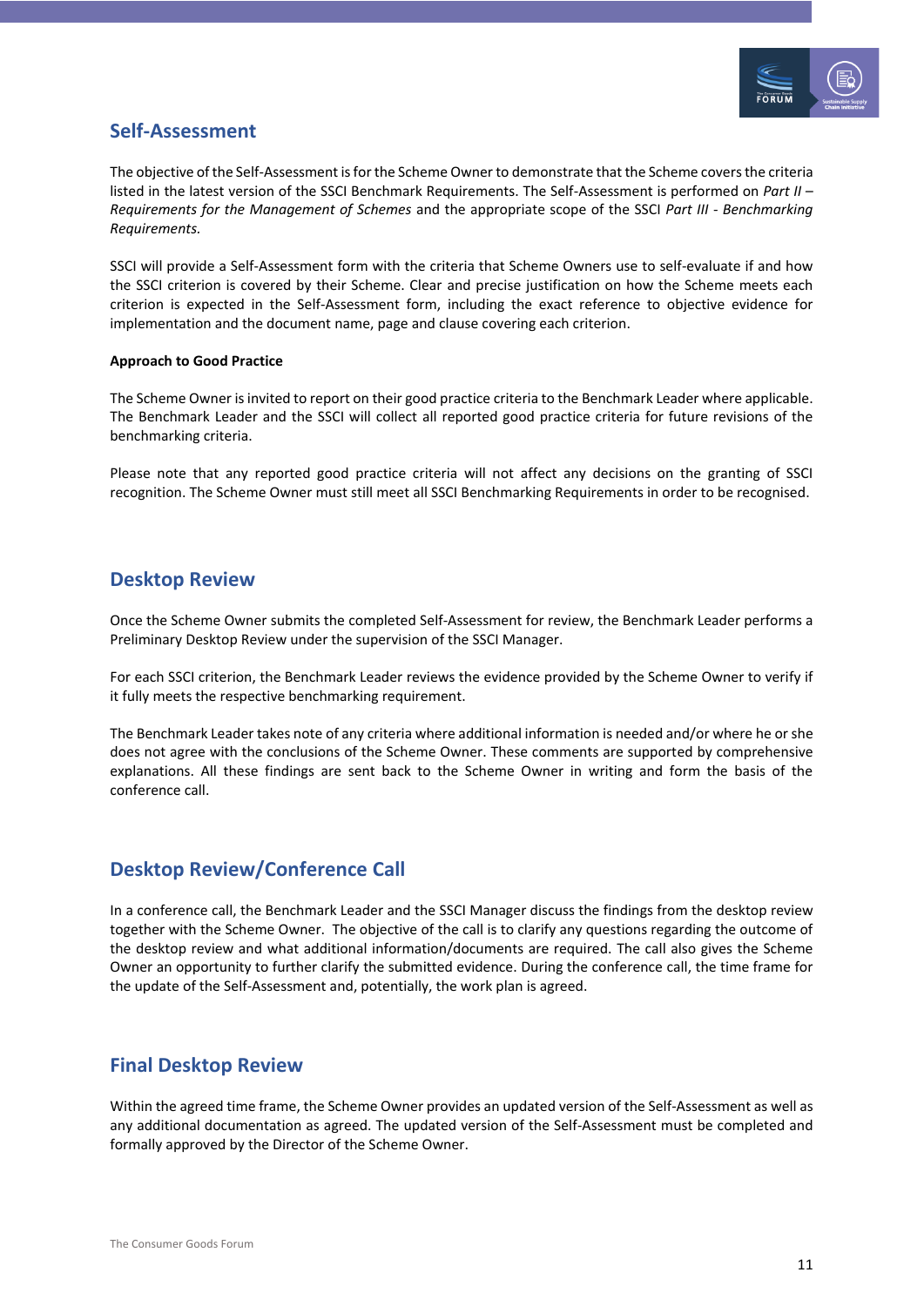## Self-Assessment

The objective of the Self-Assessment is for the Scheme Owner to demonstrate that the Scheme covers the criteria listed in the latest version of the SSCI Benchmark Requirements. The Self-Assessment is performed on *Part II – Requirements for the Management of Schemes* and the appropriate scope of the SSCI *Part III - Benchmarking Requirements.*

SSCI will provide a Self-Assessment form with the criteria that Scheme Owners use to self-evaluate if and how the SSCI criterion is covered by their Scheme. Clear and precise justification on how the Scheme meets each criterion is expected in the Self-Assessment form, including the exact reference to objective evidence for implementation and the document name, page and clause covering each criterion.

**Approach to Good Practice**

The Scheme Owner is invited to report on their good practice criteria to the Benchmark Leader where applicable. The Benchmark Leader and the SSCI will collect all reported good practice criteria for future revisions of the benchmarking criteria.

Please note that any reported good practice criteria will not affect any decisions on the granting of SSCI recognition. The Scheme Owner must still meet all SSCI Benchmarking Requirements in order to be recognised.

## Desktop Review

Once the Scheme Owner submits the completed Self-Assessment for review, the Benchmark Leader performs a Preliminary Desktop Review under the supervision of the SSCI Manager.

For each SSCI criterion, the Benchmark Leader reviews the evidence provided by the Scheme Owner to verify if it fully meets the respective benchmarking requirement.

The Benchmark Leader takes note of any criteria where additional information is needed and/or where he or she does not agree with the conclusions of the Scheme Owner. These comments are supported by comprehensive explanations. All these findings are sent back to the Scheme Owner in writing and form the basis of the conference call.

## Desktop Review/Conference Call

In a conference call, the Benchmark Leader and the SSCI Manager discuss the findings from the desktop review together with the Scheme Owner. The objective of the call is to clarify any questions regarding the outcome of the desktop review and what additional information/documents are required. The call also gives the Scheme Owner an opportunity to further clarify the submitted evidence. During the conference call, the time frame for the update of the Self-Assessment and, potentially, the work plan is agreed.

## Final Desktop Review

Within the agreed time frame, the Scheme Owner provides an updated version of the Self-Assessment as well as any additional documentation as agreed. The updated version of the Self-Assessment must be completed and formally approved by the Director of the Scheme Owner.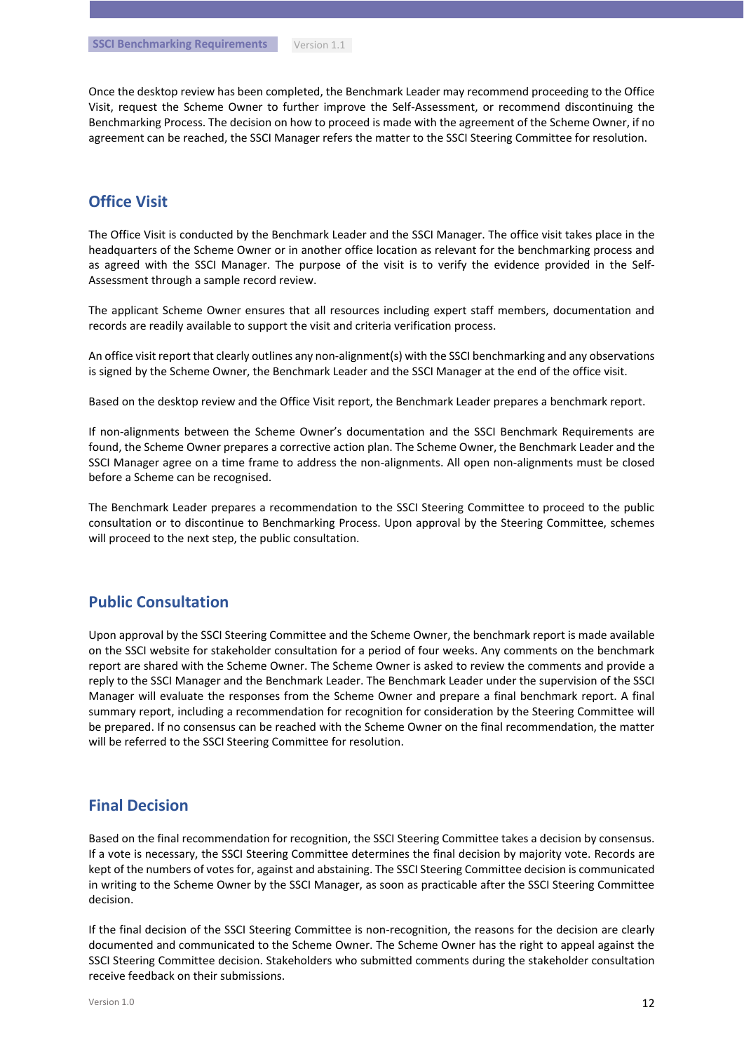Once the desktop review has been completed, the Benchmark Leader may recommend proceeding to the Office Visit, request the Scheme Owner to further improve the Self-Assessment, or recommend discontinuing the Benchmarking Process. The decision on how to proceed is made with the agreement of the Scheme Owner, if no agreement can be reached, the SSCI Manager refers the matter to the SSCI Steering Committee for resolution.

## Office Visit

The Office Visit is conducted by the Benchmark Leader and the SSCI Manager. The office visit takes place in the headquarters of the Scheme Owner or in another office location as relevant for the benchmarking process and as agreed with the SSCI Manager. The purpose of the visit is to verify the evidence provided in the Self-Assessment through a sample record review.

The applicant Scheme Owner ensures that all resources including expert staff members, documentation and records are readily available to support the visit and criteria verification process.

An office visit report that clearly outlines any non-alignment(s) with the SSCI benchmarking and any observations is signed by the Scheme Owner, the Benchmark Leader and the SSCI Manager at the end of the office visit.

Based on the desktop review and the Office Visit report, the Benchmark Leader prepares a benchmark report.

If non-alignments between the Scheme Owner's documentation and the SSCI Benchmark Requirements are found, the Scheme Owner prepares a corrective action plan. The Scheme Owner, the Benchmark Leader and the SSCI Manager agree on a time frame to address the non-alignments. All open non-alignments must be closed before a Scheme can be recognised.

The Benchmark Leader prepares a recommendation to the SSCI Steering Committee to proceed to the public consultation or to discontinue to Benchmarking Process. Upon approval by the Steering Committee, schemes will proceed to the next step, the public consultation.

## Public Consultation

Upon approval by the SSCI Steering Committee and the Scheme Owner, the benchmark report is made available on the SSCI website for stakeholder consultation for a period of four weeks. Any comments on the benchmark report are shared with the Scheme Owner. The Scheme Owner is asked to review the comments and provide a reply to the SSCI Manager and the Benchmark Leader. The Benchmark Leader under the supervision of the SSCI Manager will evaluate the responses from the Scheme Owner and prepare a final benchmark report. A final summary report, including a recommendation for recognition for consideration by the Steering Committee will be prepared. If no consensus can be reached with the Scheme Owner on the final recommendation, the matter will be referred to the SSCI Steering Committee for resolution.

## Final Decision

Based on the final recommendation for recognition, the SSCI Steering Committee takes a decision by consensus. If a vote is necessary, the SSCI Steering Committee determines the final decision by majority vote. Records are kept of the numbers of votes for, against and abstaining. The SSCI Steering Committee decision is communicated in writing to the Scheme Owner by the SSCI Manager, as soon as practicable after the SSCI Steering Committee decision.

If the final decision of the SSCI Steering Committee is non-recognition, the reasons for the decision are clearly documented and communicated to the Scheme Owner. The Scheme Owner has the right to appeal against the SSCI Steering Committee decision. Stakeholders who submitted comments during the stakeholder consultation receive feedback on their submissions.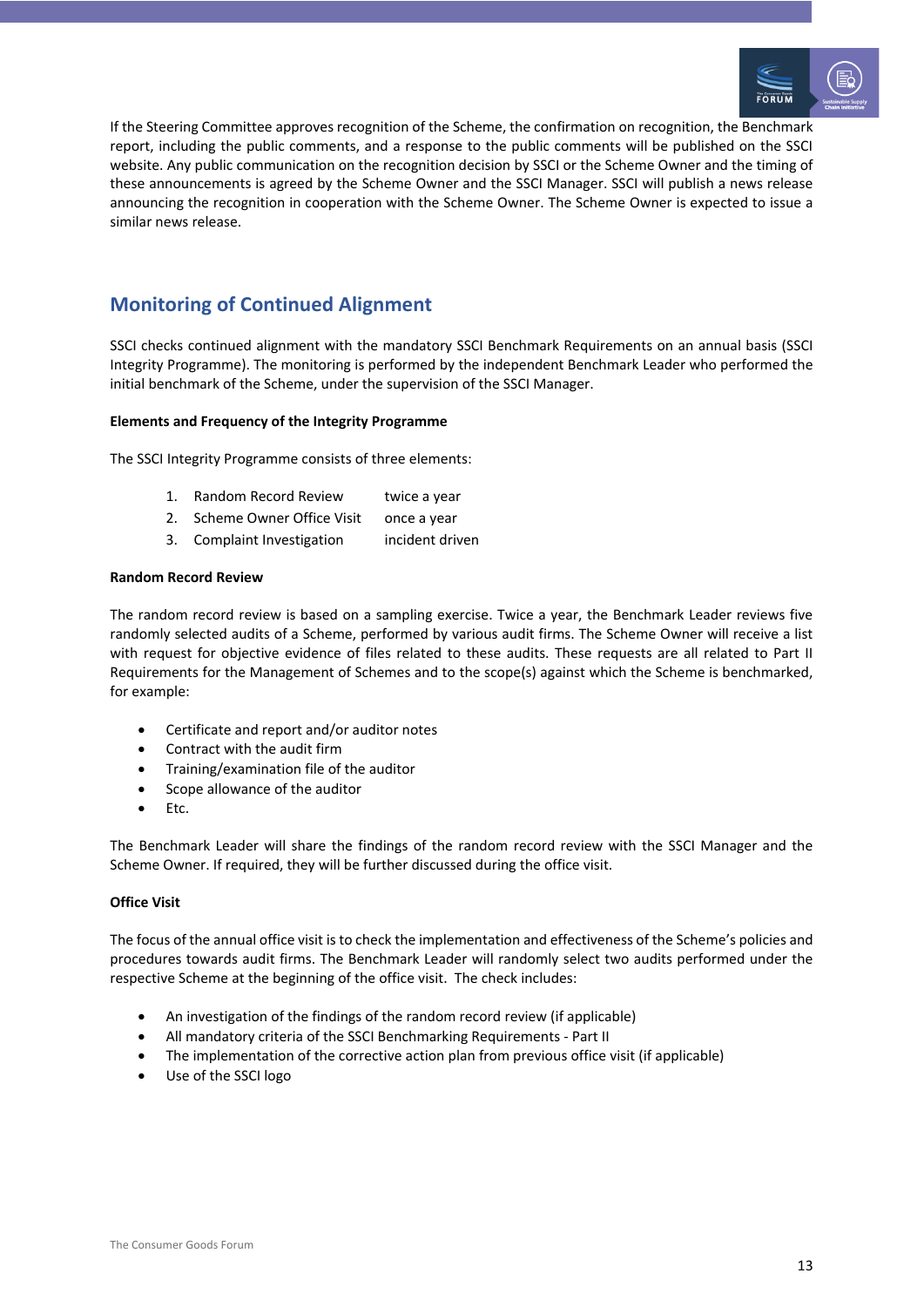If the Steering Committee approves recognition of the Scheme, the confirmation on recognition, the Benchmark report, including the public comments, and a response to the public comments will be published on the SSCI website. Any public communication on the recognition decision by SSCI or the Scheme Owner and the timing of these announcements is agreed by the Scheme Owner and the SSCI Manager. SSCI will publish a news release announcing the recognition in cooperation with the Scheme Owner. The Scheme Owner is expected to issue a similar news release.

## Monitoring of Continued Alignment

SSCI checks continued alignment with the mandatory SSCI Benchmark Requirements on an annual basis (SSCI Integrity Programme). The monitoring is performed by the independent Benchmark Leader who performed the initial benchmark of the Scheme, under the supervision of the SSCI Manager.

**Elements and Frequency of the Integrity Programme**

The SSCI Integrity Programme consists of three elements:

1. Random Record Review — twice a year
2. Scheme Owner Office Visit — once a year
3. Complaint Investigation — incident driven

**Random Record Review**

The random record review is based on a sampling exercise. Twice a year, the Benchmark Leader reviews five randomly selected audits of a Scheme, performed by various audit firms. The Scheme Owner will receive a list with request for objective evidence of files related to these audits. These requests are all related to Part II Requirements for the Management of Schemes and to the scope(s) against which the Scheme is benchmarked, for example:

- Certificate and report and/or auditor notes
- Contract with the audit firm
- Training/examination file of the auditor
- Scope allowance of the auditor
- Etc.

The Benchmark Leader will share the findings of the random record review with the SSCI Manager and the Scheme Owner. If required, they will be further discussed during the office visit.

**Office Visit**

The focus of the annual office visit is to check the implementation and effectiveness of the Scheme's policies and procedures towards audit firms. The Benchmark Leader will randomly select two audits performed under the respective Scheme at the beginning of the office visit. The check includes:

- An investigation of the findings of the random record review (if applicable)
- All mandatory criteria of the SSCI Benchmarking Requirements - Part II
- The implementation of the corrective action plan from previous office visit (if applicable)
- Use of the SSCI logo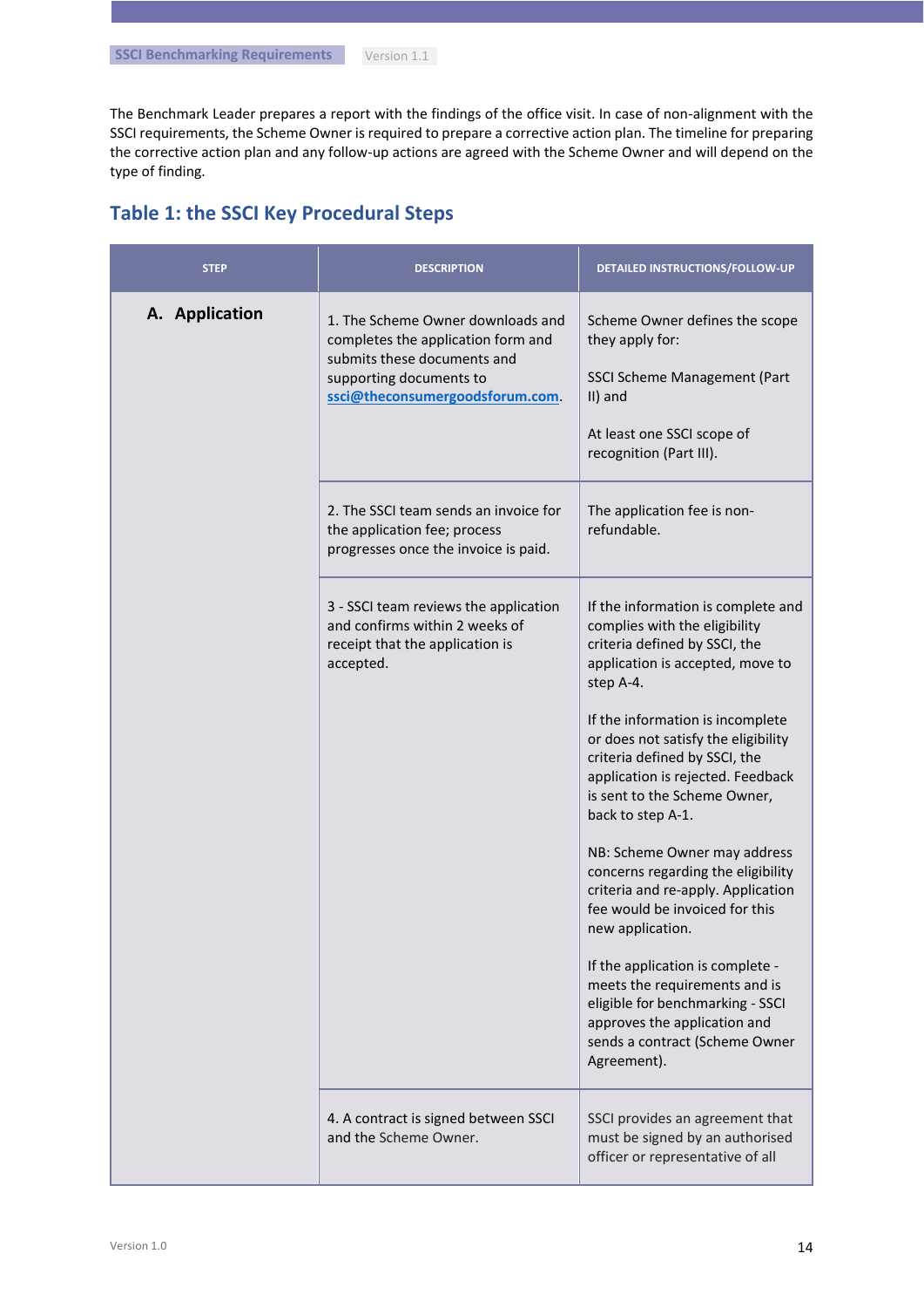The Benchmark Leader prepares a report with the findings of the office visit. In case of non-alignment with the SSCI requirements, the Scheme Owner is required to prepare a corrective action plan. The timeline for preparing the corrective action plan and any follow-up actions are agreed with the Scheme Owner and will depend on the type of finding.

## Table 1: the SSCI Key Procedural Steps

| STEP | DESCRIPTION | DETAILED INSTRUCTIONS/FOLLOW-UP |
|---|---|---|
| **A. Application** | 1. The Scheme Owner downloads and completes the application form and submits these documents and supporting documents to ssci@theconsumergoodsforum.com. | Scheme Owner defines the scope they apply for:<br><br>SSCI Scheme Management (Part II) and<br><br>At least one SSCI scope of recognition (Part III). |
| | 2. The SSCI team sends an invoice for the application fee; process progresses once the invoice is paid. | The application fee is non-refundable. |
| | 3 - SSCI team reviews the application and confirms within 2 weeks of receipt that the application is accepted. | If the information is complete and complies with the eligibility criteria defined by SSCI, the application is accepted, move to step A-4.<br><br>If the information is incomplete or does not satisfy the eligibility criteria defined by SSCI, the application is rejected. Feedback is sent to the Scheme Owner, back to step A-1.<br><br>NB: Scheme Owner may address concerns regarding the eligibility criteria and re-apply. Application fee would be invoiced for this new application.<br><br>If the application is complete - meets the requirements and is eligible for benchmarking - SSCI approves the application and sends a contract (Scheme Owner Agreement). |
| | 4. A contract is signed between SSCI and the Scheme Owner. | SSCI provides an agreement that must be signed by an authorised officer or representative of all |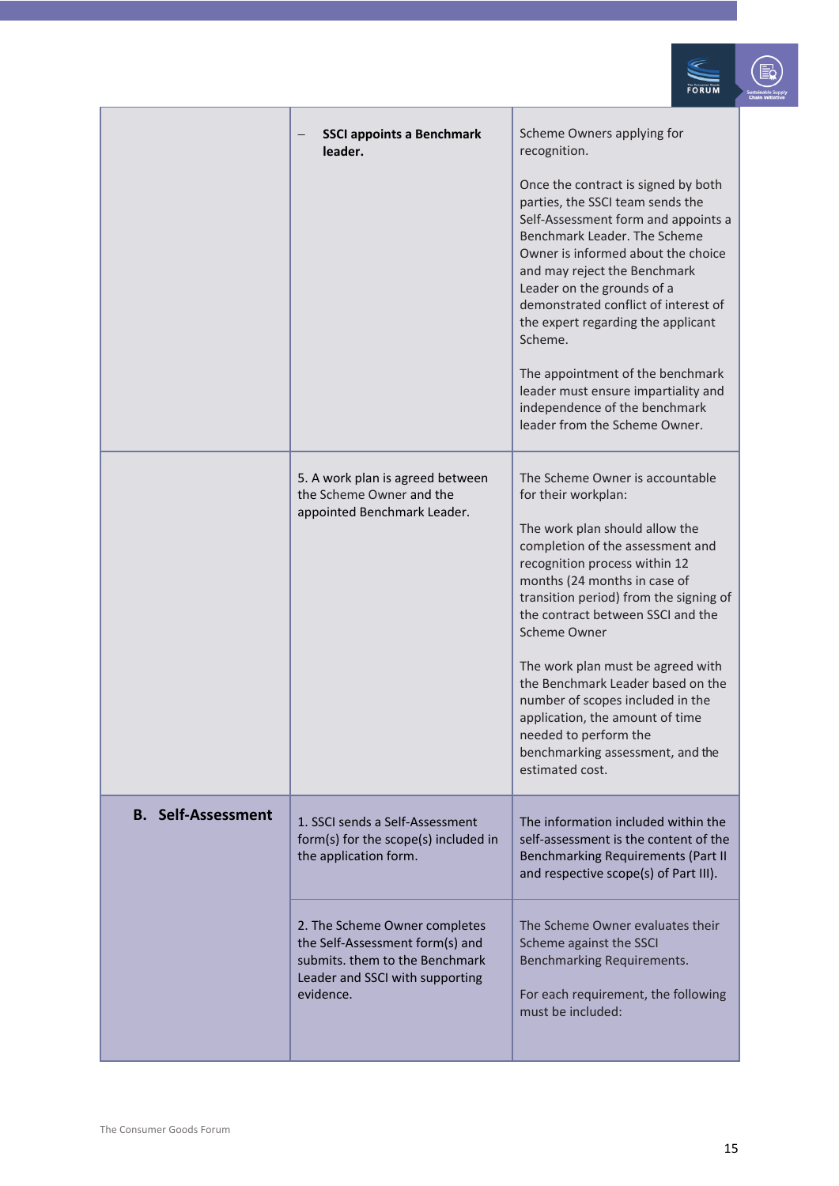| | | |
|---|---|---|
| | – **SSCI appoints a Benchmark leader.** | Scheme Owners applying for recognition.<br><br>Once the contract is signed by both parties, the SSCI team sends the Self-Assessment form and appoints a Benchmark Leader. The Scheme Owner is informed about the choice and may reject the Benchmark Leader on the grounds of a demonstrated conflict of interest of the expert regarding the applicant Scheme.<br><br>The appointment of the benchmark leader must ensure impartiality and independence of the benchmark leader from the Scheme Owner. |
| | 5. A work plan is agreed between the Scheme Owner and the appointed Benchmark Leader. | The Scheme Owner is accountable for their workplan:<br><br>The work plan should allow the completion of the assessment and recognition process within 12 months (24 months in case of transition period) from the signing of the contract between SSCI and the Scheme Owner<br><br>The work plan must be agreed with the Benchmark Leader based on the number of scopes included in the application, the amount of time needed to perform the benchmarking assessment, and the estimated cost. |
| **B. Self-Assessment** | 1. SSCI sends a Self-Assessment form(s) for the scope(s) included in the application form. | The information included within the self-assessment is the content of the Benchmarking Requirements (Part II and respective scope(s) of Part III). |
| | 2. The Scheme Owner completes the Self-Assessment form(s) and submits. them to the Benchmark Leader and SSCI with supporting evidence. | The Scheme Owner evaluates their Scheme against the SSCI Benchmarking Requirements.<br><br>For each requirement, the following must be included: |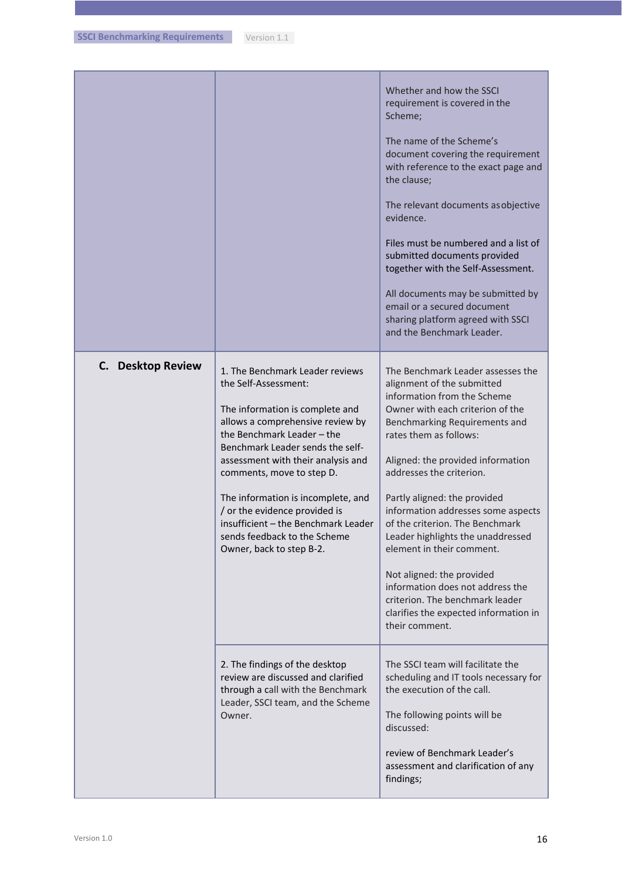| | | |
|---|---|---|
| | | Whether and how the SSCI requirement is covered in the Scheme;<br><br>The name of the Scheme's document covering the requirement with reference to the exact page and the clause;<br><br>The relevant documents as objective evidence.<br><br>Files must be numbered and a list of submitted documents provided together with the Self-Assessment.<br><br>All documents may be submitted by email or a secured document sharing platform agreed with SSCI and the Benchmark Leader. |
| **C. Desktop Review** | 1. The Benchmark Leader reviews the Self-Assessment:<br><br>The information is complete and allows a comprehensive review by the Benchmark Leader – the Benchmark Leader sends the self-assessment with their analysis and comments, move to step D.<br><br>The information is incomplete, and / or the evidence provided is insufficient – the Benchmark Leader sends feedback to the Scheme Owner, back to step B-2. | The Benchmark Leader assesses the alignment of the submitted information from the Scheme Owner with each criterion of the Benchmarking Requirements and rates them as follows:<br><br>Aligned: the provided information addresses the criterion.<br><br>Partly aligned: the provided information addresses some aspects of the criterion. The Benchmark Leader highlights the unaddressed element in their comment.<br><br>Not aligned: the provided information does not address the criterion. The benchmark leader clarifies the expected information in their comment. |
| | 2. The findings of the desktop review are discussed and clarified through a call with the Benchmark Leader, SSCI team, and the Scheme Owner. | The SSCI team will facilitate the scheduling and IT tools necessary for the execution of the call.<br><br>The following points will be discussed:<br><br>review of Benchmark Leader's assessment and clarification of any findings; |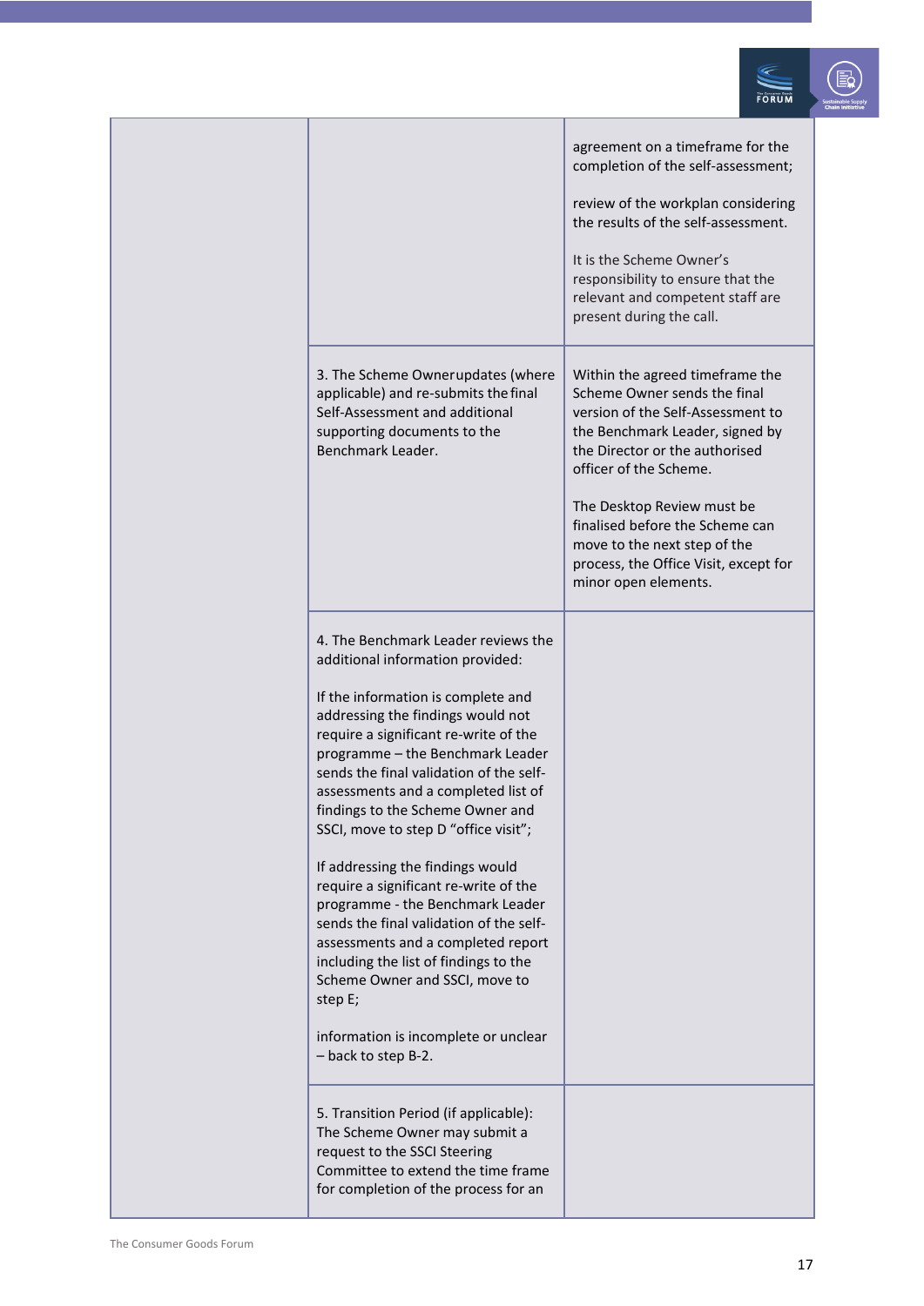| | | |
|---|---|---|
| | | agreement on a timeframe for the completion of the self-assessment;<br><br>review of the workplan considering the results of the self-assessment.<br><br>It is the Scheme Owner's responsibility to ensure that the relevant and competent staff are present during the call. |
| | 3. The Scheme Owner updates (where applicable) and re-submits the final Self-Assessment and additional supporting documents to the Benchmark Leader. | Within the agreed timeframe the Scheme Owner sends the final version of the Self-Assessment to the Benchmark Leader, signed by the Director or the authorised officer of the Scheme.<br><br>The Desktop Review must be finalised before the Scheme can move to the next step of the process, the Office Visit, except for minor open elements. |
| | 4. The Benchmark Leader reviews the additional information provided:<br><br>If the information is complete and addressing the findings would not require a significant re-write of the programme – the Benchmark Leader sends the final validation of the self-assessments and a completed list of findings to the Scheme Owner and SSCI, move to step D "office visit";<br><br>If addressing the findings would require a significant re-write of the programme - the Benchmark Leader sends the final validation of the self-assessments and a completed report including the list of findings to the Scheme Owner and SSCI, move to step E;<br><br>information is incomplete or unclear – back to step B-2. | |
| | 5. Transition Period (if applicable): The Scheme Owner may submit a request to the SSCI Steering Committee to extend the time frame for completion of the process for an | |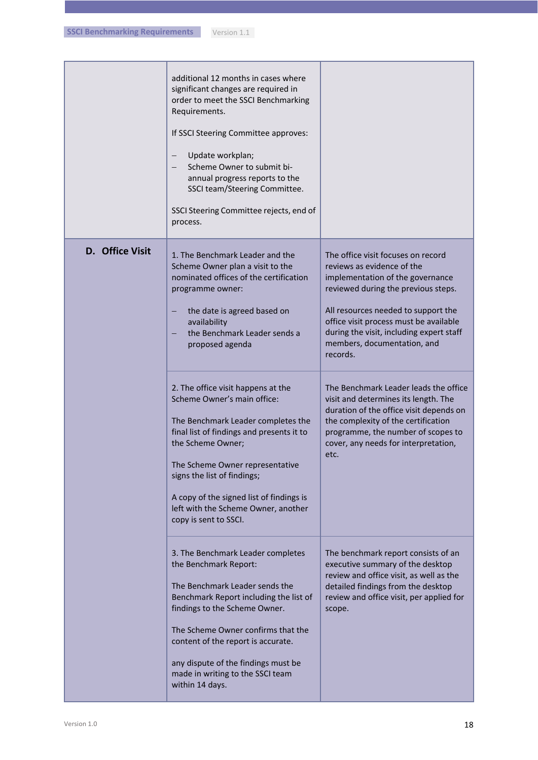| | | |
|---|---|---|
| | additional 12 months in cases where significant changes are required in order to meet the SSCI Benchmarking Requirements.<br><br>If SSCI Steering Committee approves:<br><br>– Update workplan;<br>– Scheme Owner to submit bi-annual progress reports to the SSCI team/Steering Committee.<br><br>SSCI Steering Committee rejects, end of process. | |
| **D. Office Visit** | 1. The Benchmark Leader and the Scheme Owner plan a visit to the nominated offices of the certification programme owner:<br><br>– the date is agreed based on availability<br>– the Benchmark Leader sends a proposed agenda | The office visit focuses on record reviews as evidence of the implementation of the governance reviewed during the previous steps.<br><br>All resources needed to support the office visit process must be available during the visit, including expert staff members, documentation, and records. |
| | 2. The office visit happens at the Scheme Owner's main office:<br><br>The Benchmark Leader completes the final list of findings and presents it to the Scheme Owner;<br><br>The Scheme Owner representative signs the list of findings;<br><br>A copy of the signed list of findings is left with the Scheme Owner, another copy is sent to SSCI. | The Benchmark Leader leads the office visit and determines its length. The duration of the office visit depends on the complexity of the certification programme, the number of scopes to cover, any needs for interpretation, etc. |
| | 3. The Benchmark Leader completes the Benchmark Report:<br><br>The Benchmark Leader sends the Benchmark Report including the list of findings to the Scheme Owner.<br><br>The Scheme Owner confirms that the content of the report is accurate.<br><br>any dispute of the findings must be made in writing to the SSCI team within 14 days. | The benchmark report consists of an executive summary of the desktop review and office visit, as well as the detailed findings from the desktop review and office visit, per applied for scope. |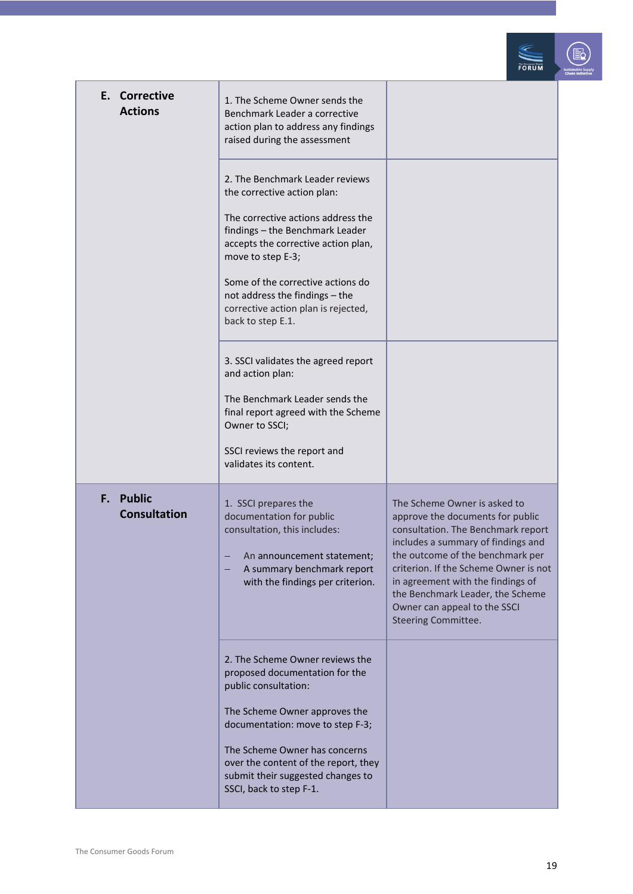| | | |
|---|---|---|
| **E. Corrective Actions** | 1. The Scheme Owner sends the Benchmark Leader a corrective action plan to address any findings raised during the assessment | |
| | 2. The Benchmark Leader reviews the corrective action plan:<br><br>The corrective actions address the findings – the Benchmark Leader accepts the corrective action plan, move to step E-3;<br><br>Some of the corrective actions do not address the findings – the corrective action plan is rejected, back to step E.1. | |
| | 3. SSCI validates the agreed report and action plan:<br><br>The Benchmark Leader sends the final report agreed with the Scheme Owner to SSCI;<br><br>SSCI reviews the report and validates its content. | |
| **F. Public Consultation** | 1. SSCI prepares the documentation for public consultation, this includes:<br><br>– An announcement statement;<br>– A summary benchmark report with the findings per criterion. | The Scheme Owner is asked to approve the documents for public consultation. The Benchmark report includes a summary of findings and the outcome of the benchmark per criterion. If the Scheme Owner is not in agreement with the findings of the Benchmark Leader, the Scheme Owner can appeal to the SSCI Steering Committee. |
| | 2. The Scheme Owner reviews the proposed documentation for the public consultation:<br><br>The Scheme Owner approves the documentation: move to step F-3;<br><br>The Scheme Owner has concerns over the content of the report, they submit their suggested changes to SSCI, back to step F-1. | |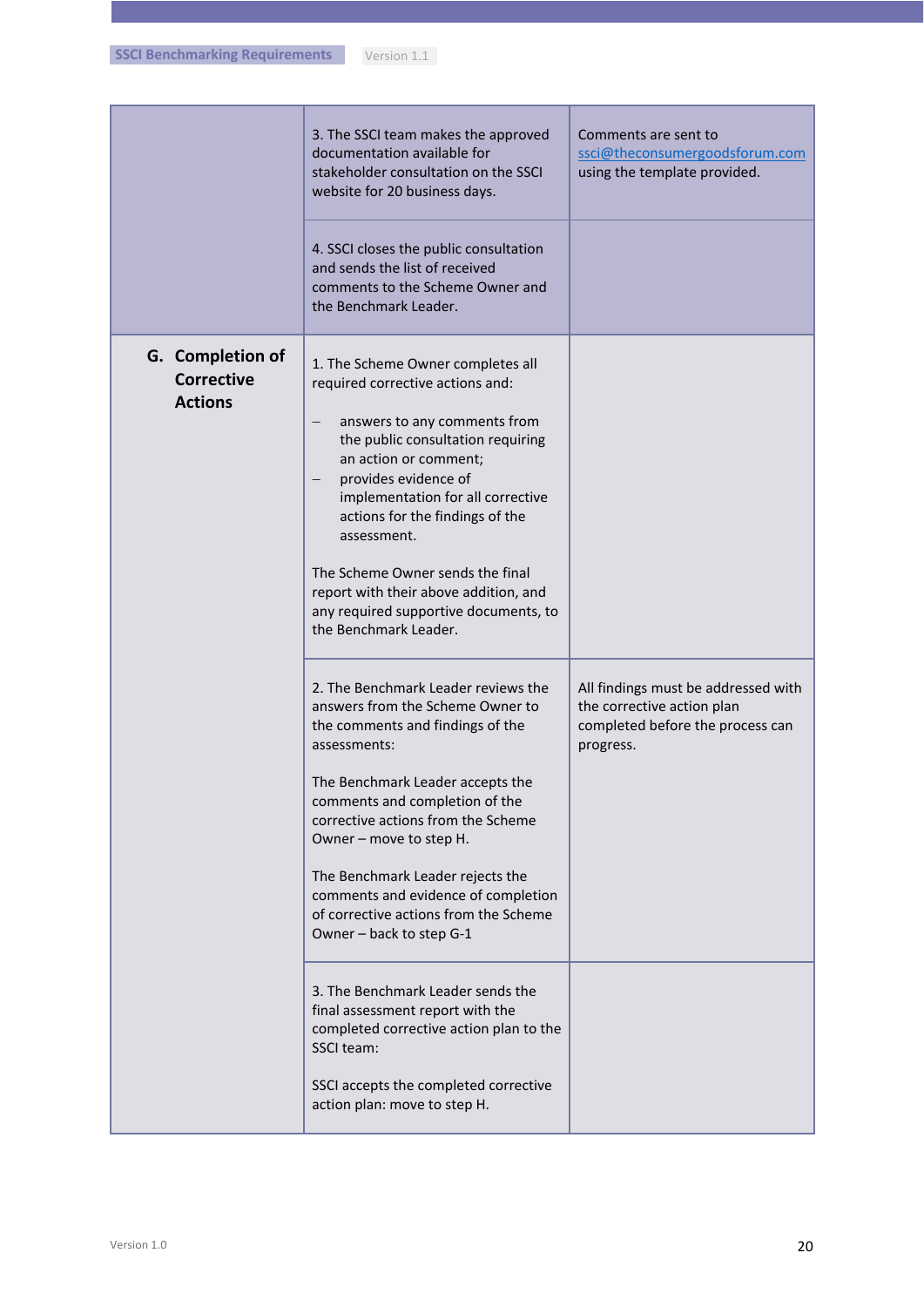| | | |
|---|---|---|
| | 3. The SSCI team makes the approved documentation available for stakeholder consultation on the SSCI website for 20 business days. | Comments are sent to ssci@theconsumergoodsforum.com using the template provided. |
| | 4. SSCI closes the public consultation and sends the list of received comments to the Scheme Owner and the Benchmark Leader. | |
| **G. Completion of Corrective Actions** | 1. The Scheme Owner completes all required corrective actions and:<br><br>– answers to any comments from the public consultation requiring an action or comment;<br>– provides evidence of implementation for all corrective actions for the findings of the assessment.<br><br>The Scheme Owner sends the final report with their above addition, and any required supportive documents, to the Benchmark Leader. | |
| | 2. The Benchmark Leader reviews the answers from the Scheme Owner to the comments and findings of the assessments:<br><br>The Benchmark Leader accepts the comments and completion of the corrective actions from the Scheme Owner – move to step H.<br><br>The Benchmark Leader rejects the comments and evidence of completion of corrective actions from the Scheme Owner – back to step G-1 | All findings must be addressed with the corrective action plan completed before the process can progress. |
| | 3. The Benchmark Leader sends the final assessment report with the completed corrective action plan to the SSCI team:<br><br>SSCI accepts the completed corrective action plan: move to step H. | |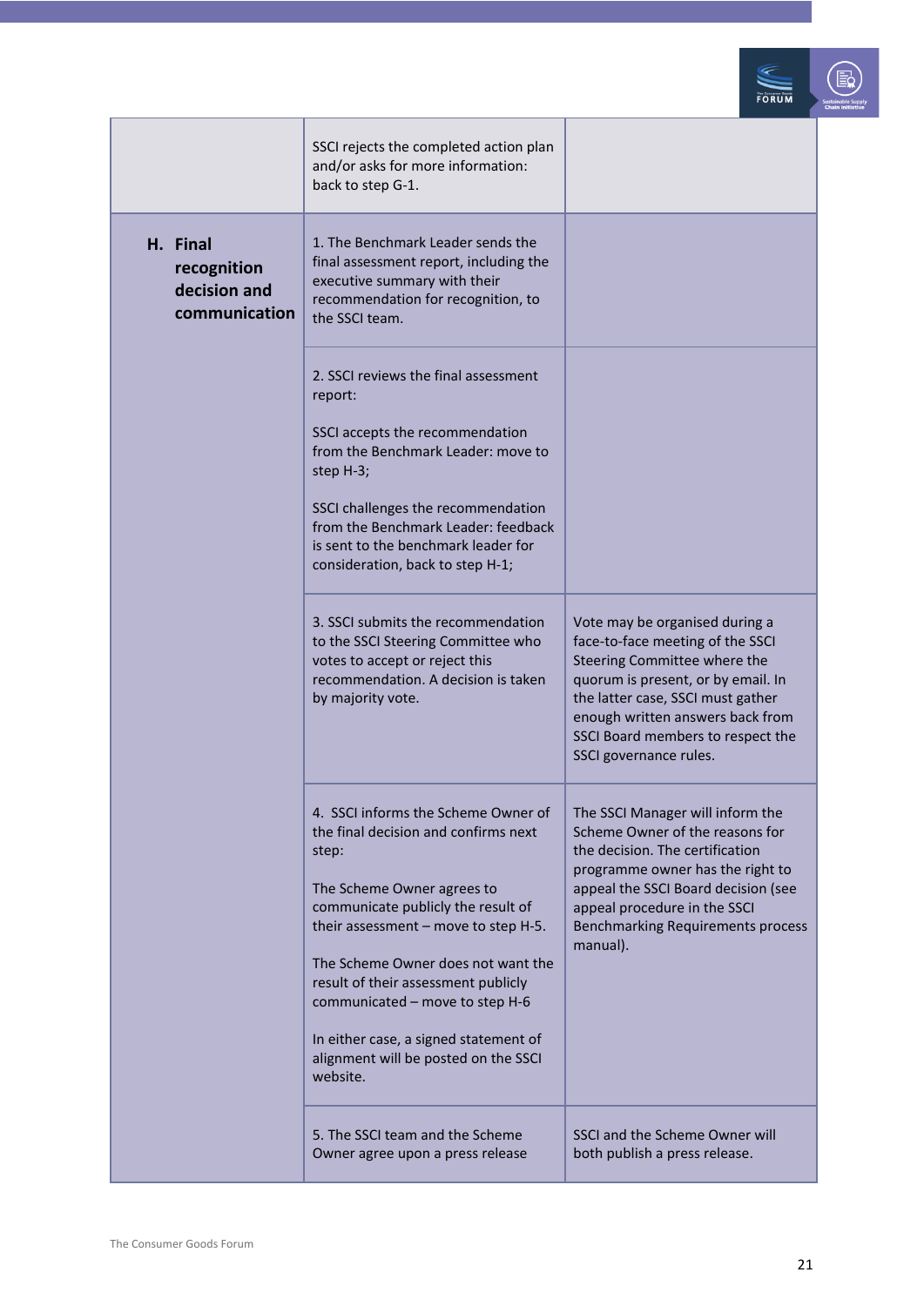| | | |
|---|---|---|
| | SSCI rejects the completed action plan and/or asks for more information: back to step G-1. | |
| **H. Final recognition decision and communication** | 1. The Benchmark Leader sends the final assessment report, including the executive summary with their recommendation for recognition, to the SSCI team. | |
| | 2. SSCI reviews the final assessment report:<br><br>SSCI accepts the recommendation from the Benchmark Leader: move to step H-3;<br><br>SSCI challenges the recommendation from the Benchmark Leader: feedback is sent to the benchmark leader for consideration, back to step H-1; | |
| | 3. SSCI submits the recommendation to the SSCI Steering Committee who votes to accept or reject this recommendation. A decision is taken by majority vote. | Vote may be organised during a face-to-face meeting of the SSCI Steering Committee where the quorum is present, or by email. In the latter case, SSCI must gather enough written answers back from SSCI Board members to respect the SSCI governance rules. |
| | 4. SSCI informs the Scheme Owner of the final decision and confirms next step:<br><br>The Scheme Owner agrees to communicate publicly the result of their assessment – move to step H-5.<br><br>The Scheme Owner does not want the result of their assessment publicly communicated – move to step H-6<br><br>In either case, a signed statement of alignment will be posted on the SSCI website. | The SSCI Manager will inform the Scheme Owner of the reasons for the decision. The certification programme owner has the right to appeal the SSCI Board decision (see appeal procedure in the SSCI Benchmarking Requirements process manual). |
| | 5. The SSCI team and the Scheme Owner agree upon a press release | SSCI and the Scheme Owner will both publish a press release. |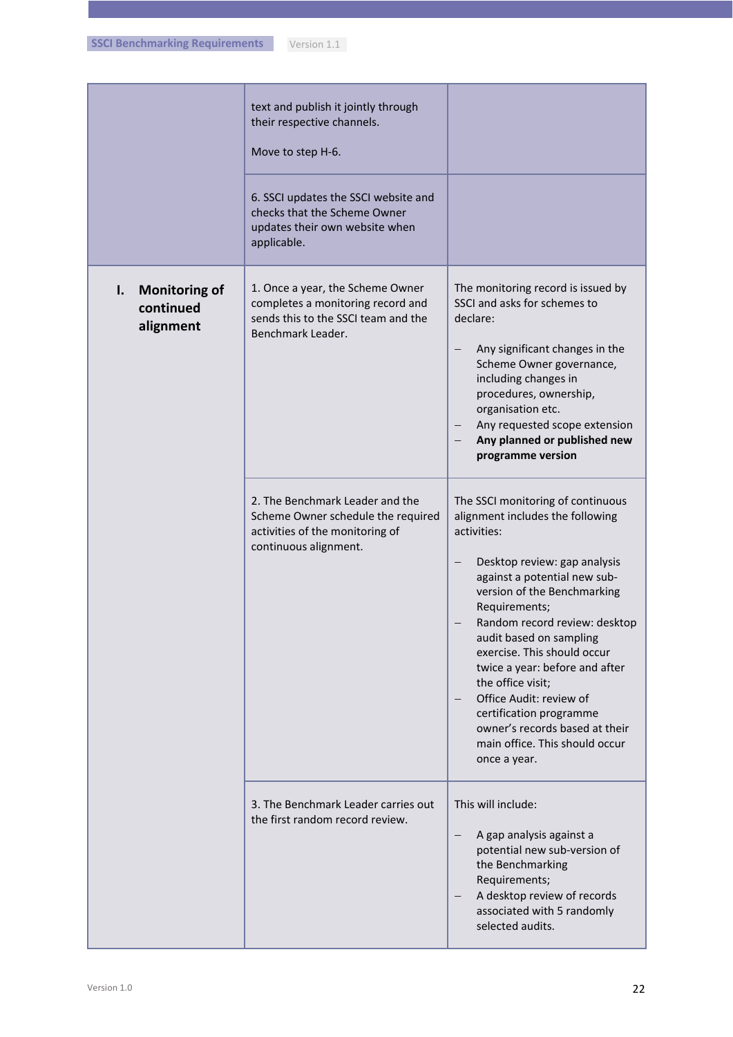| | | |
|---|---|---|
| | text and publish it jointly through their respective channels.<br><br>Move to step H-6. | |
| | 6. SSCI updates the SSCI website and checks that the Scheme Owner updates their own website when applicable. | |
| **I. Monitoring of continued alignment** | 1. Once a year, the Scheme Owner completes a monitoring record and sends this to the SSCI team and the Benchmark Leader. | The monitoring record is issued by SSCI and asks for schemes to declare:<br><br>– Any significant changes in the Scheme Owner governance, including changes in procedures, ownership, organisation etc.<br>– Any requested scope extension<br>– **Any planned or published new programme version** |
| | 2. The Benchmark Leader and the Scheme Owner schedule the required activities of the monitoring of continuous alignment. | The SSCI monitoring of continuous alignment includes the following activities:<br><br>– Desktop review: gap analysis against a potential new sub-version of the Benchmarking Requirements;<br>– Random record review: desktop audit based on sampling exercise. This should occur twice a year: before and after the office visit;<br>– Office Audit: review of certification programme owner's records based at their main office. This should occur once a year. |
| | 3. The Benchmark Leader carries out the first random record review. | This will include:<br><br>– A gap analysis against a potential new sub-version of the Benchmarking Requirements;<br>– A desktop review of records associated with 5 randomly selected audits. |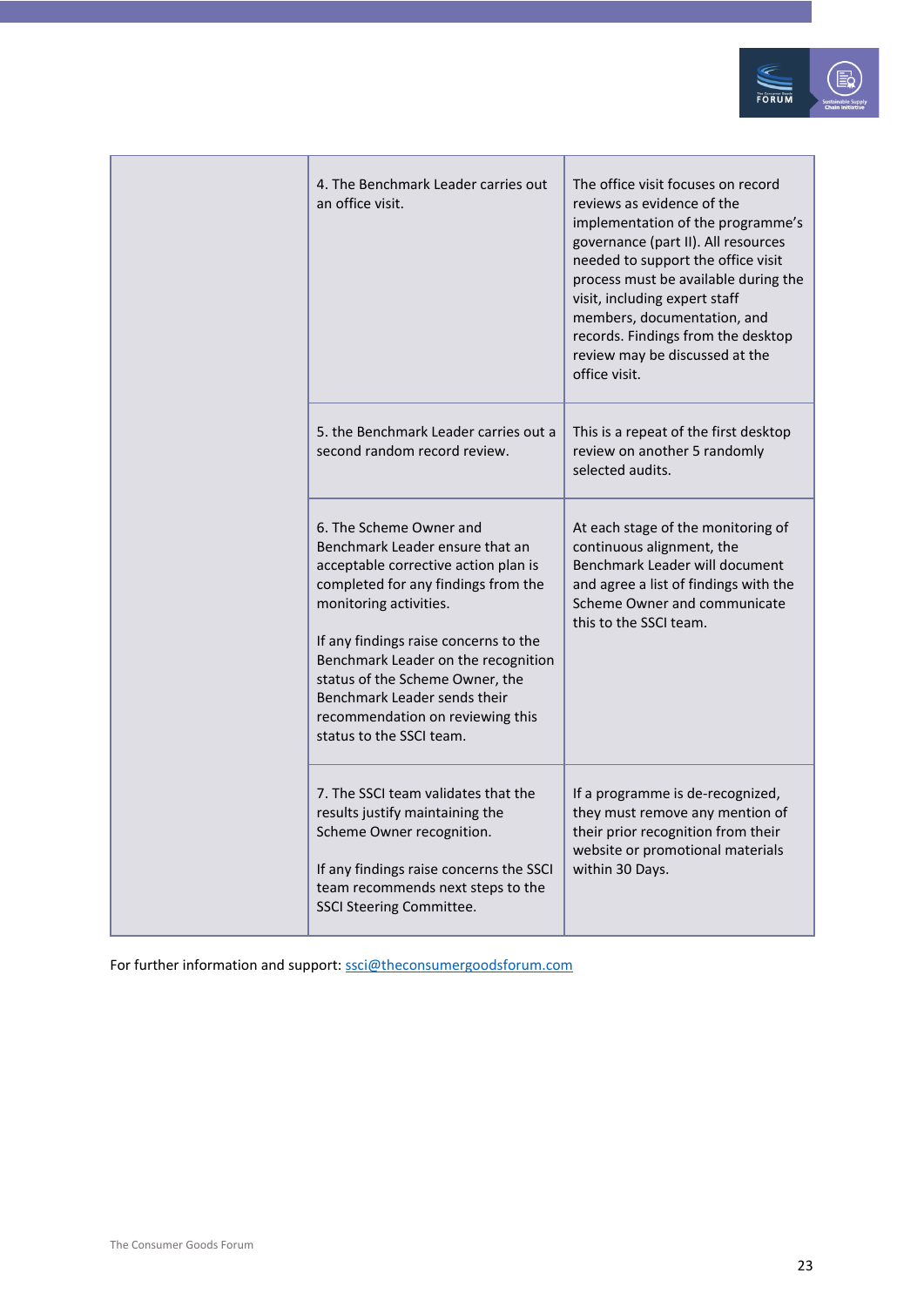| | | |
|---|---|---|
| | 4. The Benchmark Leader carries out an office visit. | The office visit focuses on record reviews as evidence of the implementation of the programme's governance (part II). All resources needed to support the office visit process must be available during the visit, including expert staff members, documentation, and records. Findings from the desktop review may be discussed at the office visit. |
| | 5. the Benchmark Leader carries out a second random record review. | This is a repeat of the first desktop review on another 5 randomly selected audits. |
| | 6. The Scheme Owner and Benchmark Leader ensure that an acceptable corrective action plan is completed for any findings from the monitoring activities.<br><br>If any findings raise concerns to the Benchmark Leader on the recognition status of the Scheme Owner, the Benchmark Leader sends their recommendation on reviewing this status to the SSCI team. | At each stage of the monitoring of continuous alignment, the Benchmark Leader will document and agree a list of findings with the Scheme Owner and communicate this to the SSCI team. |
| | 7. The SSCI team validates that the results justify maintaining the Scheme Owner recognition.<br><br>If any findings raise concerns the SSCI team recommends next steps to the SSCI Steering Committee. | If a programme is de-recognized, they must remove any mention of their prior recognition from their website or promotional materials within 30 Days. |

For further information and support: ssci@theconsumergoodsforum.com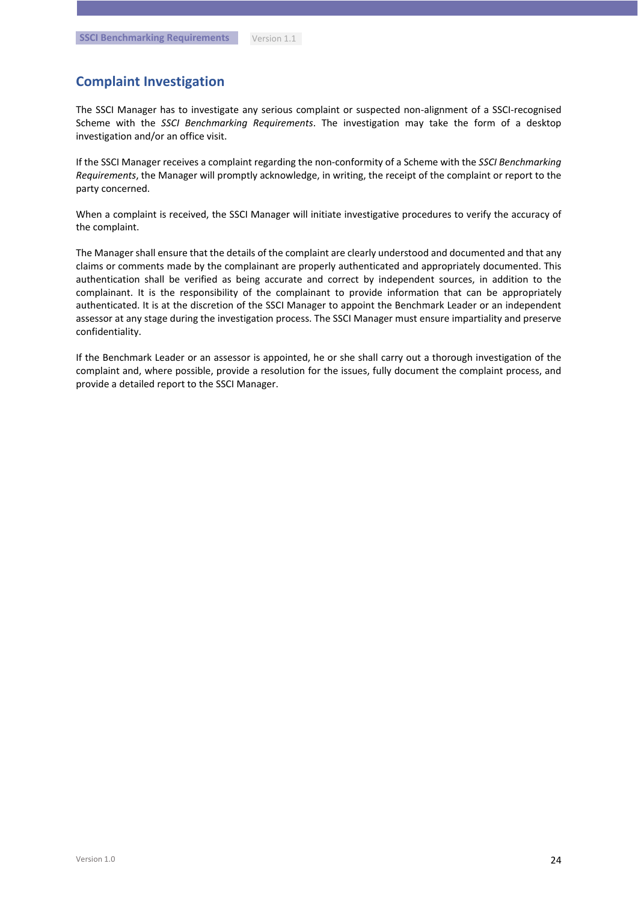## Complaint Investigation

The SSCI Manager has to investigate any serious complaint or suspected non-alignment of a SSCI-recognised Scheme with the *SSCI Benchmarking Requirements*. The investigation may take the form of a desktop investigation and/or an office visit.

If the SSCI Manager receives a complaint regarding the non-conformity of a Scheme with the *SSCI Benchmarking Requirements*, the Manager will promptly acknowledge, in writing, the receipt of the complaint or report to the party concerned.

When a complaint is received, the SSCI Manager will initiate investigative procedures to verify the accuracy of the complaint.

The Manager shall ensure that the details of the complaint are clearly understood and documented and that any claims or comments made by the complainant are properly authenticated and appropriately documented. This authentication shall be verified as being accurate and correct by independent sources, in addition to the complainant. It is the responsibility of the complainant to provide information that can be appropriately authenticated. It is at the discretion of the SSCI Manager to appoint the Benchmark Leader or an independent assessor at any stage during the investigation process. The SSCI Manager must ensure impartiality and preserve confidentiality.

If the Benchmark Leader or an assessor is appointed, he or she shall carry out a thorough investigation of the complaint and, where possible, provide a resolution for the issues, fully document the complaint process, and provide a detailed report to the SSCI Manager.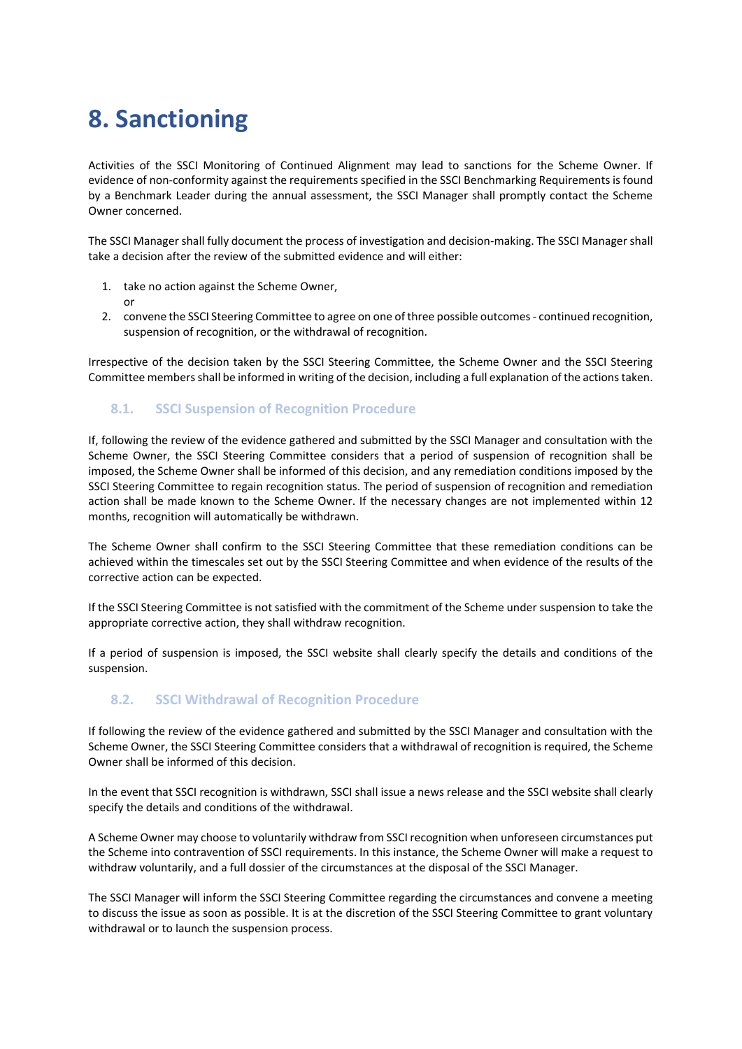# 8. Sanctioning

Activities of the SSCI Monitoring of Continued Alignment may lead to sanctions for the Scheme Owner. If evidence of non-conformity against the requirements specified in the SSCI Benchmarking Requirements is found by a Benchmark Leader during the annual assessment, the SSCI Manager shall promptly contact the Scheme Owner concerned.

The SSCI Manager shall fully document the process of investigation and decision-making. The SSCI Manager shall take a decision after the review of the submitted evidence and will either:

1. take no action against the Scheme Owner,
   or
2. convene the SSCI Steering Committee to agree on one of three possible outcomes - continued recognition, suspension of recognition, or the withdrawal of recognition.

Irrespective of the decision taken by the SSCI Steering Committee, the Scheme Owner and the SSCI Steering Committee members shall be informed in writing of the decision, including a full explanation of the actions taken.

## 8.1. SSCI Suspension of Recognition Procedure

If, following the review of the evidence gathered and submitted by the SSCI Manager and consultation with the Scheme Owner, the SSCI Steering Committee considers that a period of suspension of recognition shall be imposed, the Scheme Owner shall be informed of this decision, and any remediation conditions imposed by the SSCI Steering Committee to regain recognition status. The period of suspension of recognition and remediation action shall be made known to the Scheme Owner. If the necessary changes are not implemented within 12 months, recognition will automatically be withdrawn.

The Scheme Owner shall confirm to the SSCI Steering Committee that these remediation conditions can be achieved within the timescales set out by the SSCI Steering Committee and when evidence of the results of the corrective action can be expected.

If the SSCI Steering Committee is not satisfied with the commitment of the Scheme under suspension to take the appropriate corrective action, they shall withdraw recognition.

If a period of suspension is imposed, the SSCI website shall clearly specify the details and conditions of the suspension.

## 8.2. SSCI Withdrawal of Recognition Procedure

If following the review of the evidence gathered and submitted by the SSCI Manager and consultation with the Scheme Owner, the SSCI Steering Committee considers that a withdrawal of recognition is required, the Scheme Owner shall be informed of this decision.

In the event that SSCI recognition is withdrawn, SSCI shall issue a news release and the SSCI website shall clearly specify the details and conditions of the withdrawal.

A Scheme Owner may choose to voluntarily withdraw from SSCI recognition when unforeseen circumstances put the Scheme into contravention of SSCI requirements. In this instance, the Scheme Owner will make a request to withdraw voluntarily, and a full dossier of the circumstances at the disposal of the SSCI Manager.

The SSCI Manager will inform the SSCI Steering Committee regarding the circumstances and convene a meeting to discuss the issue as soon as possible. It is at the discretion of the SSCI Steering Committee to grant voluntary withdrawal or to launch the suspension process.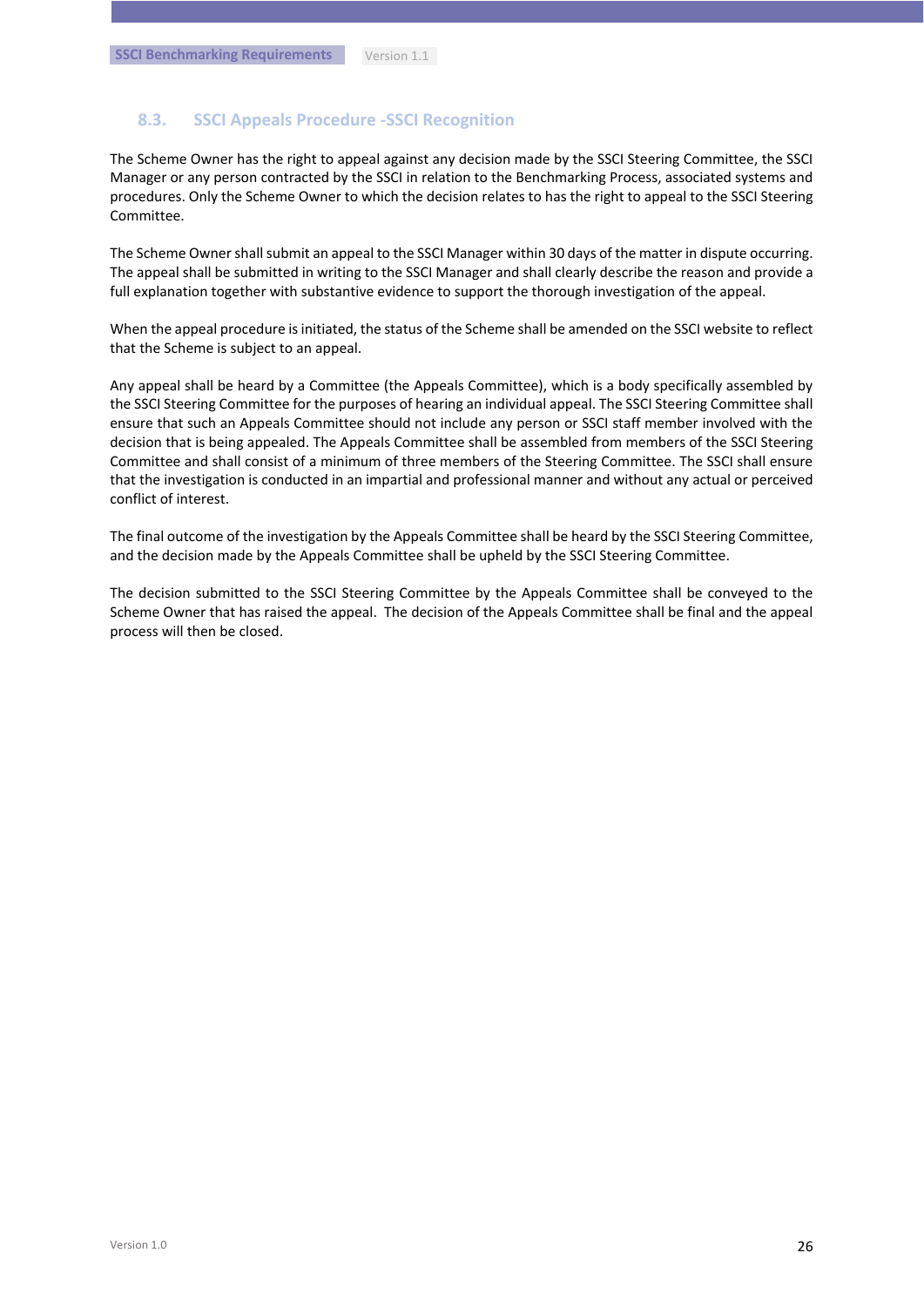### 8.3. SSCI Appeals Procedure -SSCI Recognition

The Scheme Owner has the right to appeal against any decision made by the SSCI Steering Committee, the SSCI Manager or any person contracted by the SSCI in relation to the Benchmarking Process, associated systems and procedures. Only the Scheme Owner to which the decision relates to has the right to appeal to the SSCI Steering Committee.

The Scheme Owner shall submit an appeal to the SSCI Manager within 30 days of the matter in dispute occurring. The appeal shall be submitted in writing to the SSCI Manager and shall clearly describe the reason and provide a full explanation together with substantive evidence to support the thorough investigation of the appeal.

When the appeal procedure is initiated, the status of the Scheme shall be amended on the SSCI website to reflect that the Scheme is subject to an appeal.

Any appeal shall be heard by a Committee (the Appeals Committee), which is a body specifically assembled by the SSCI Steering Committee for the purposes of hearing an individual appeal. The SSCI Steering Committee shall ensure that such an Appeals Committee should not include any person or SSCI staff member involved with the decision that is being appealed. The Appeals Committee shall be assembled from members of the SSCI Steering Committee and shall consist of a minimum of three members of the Steering Committee. The SSCI shall ensure that the investigation is conducted in an impartial and professional manner and without any actual or perceived conflict of interest.

The final outcome of the investigation by the Appeals Committee shall be heard by the SSCI Steering Committee, and the decision made by the Appeals Committee shall be upheld by the SSCI Steering Committee.

The decision submitted to the SSCI Steering Committee by the Appeals Committee shall be conveyed to the Scheme Owner that has raised the appeal. The decision of the Appeals Committee shall be final and the appeal process will then be closed.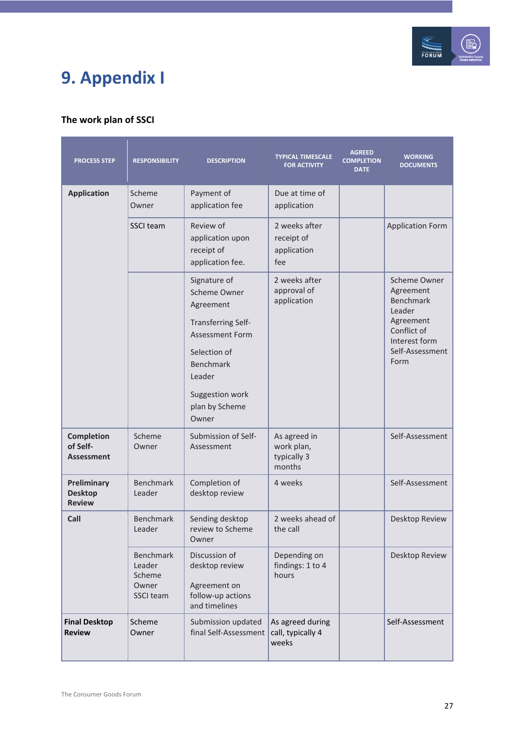# 9. Appendix I

### The work plan of SSCI

| PROCESS STEP | RESPONSIBILITY | DESCRIPTION | TYPICAL TIMESCALE FOR ACTIVITY | AGREED COMPLETION DATE | WORKING DOCUMENTS |
|---|---|---|---|---|---|
| **Application** | Scheme Owner | Payment of application fee | Due at time of application | | |
| | SSCI team | Review of application upon receipt of application fee. | 2 weeks after receipt of application fee | | Application Form |
| | | Signature of Scheme Owner Agreement<br><br>Transferring Self-Assessment Form<br><br>Selection of Benchmark Leader<br><br>Suggestion work plan by Scheme Owner | 2 weeks after approval of application | | Scheme Owner Agreement<br>Benchmark Leader Agreement<br>Conflict of Interest form<br>Self-Assessment Form |
| **Completion of Self-Assessment** | Scheme Owner | Submission of Self-Assessment | As agreed in work plan, typically 3 months | | Self-Assessment |
| **Preliminary Desktop Review** | Benchmark Leader | Completion of desktop review | 4 weeks | | Self-Assessment |
| **Call** | Benchmark Leader | Sending desktop review to Scheme Owner | 2 weeks ahead of the call | | Desktop Review |
| | Benchmark Leader<br>Scheme Owner<br>SSCI team | Discussion of desktop review<br><br>Agreement on follow-up actions and timelines | Depending on findings: 1 to 4 hours | | Desktop Review |
| **Final Desktop Review** | Scheme Owner | Submission updated final Self-Assessment | As agreed during call, typically 4 weeks | | Self-Assessment |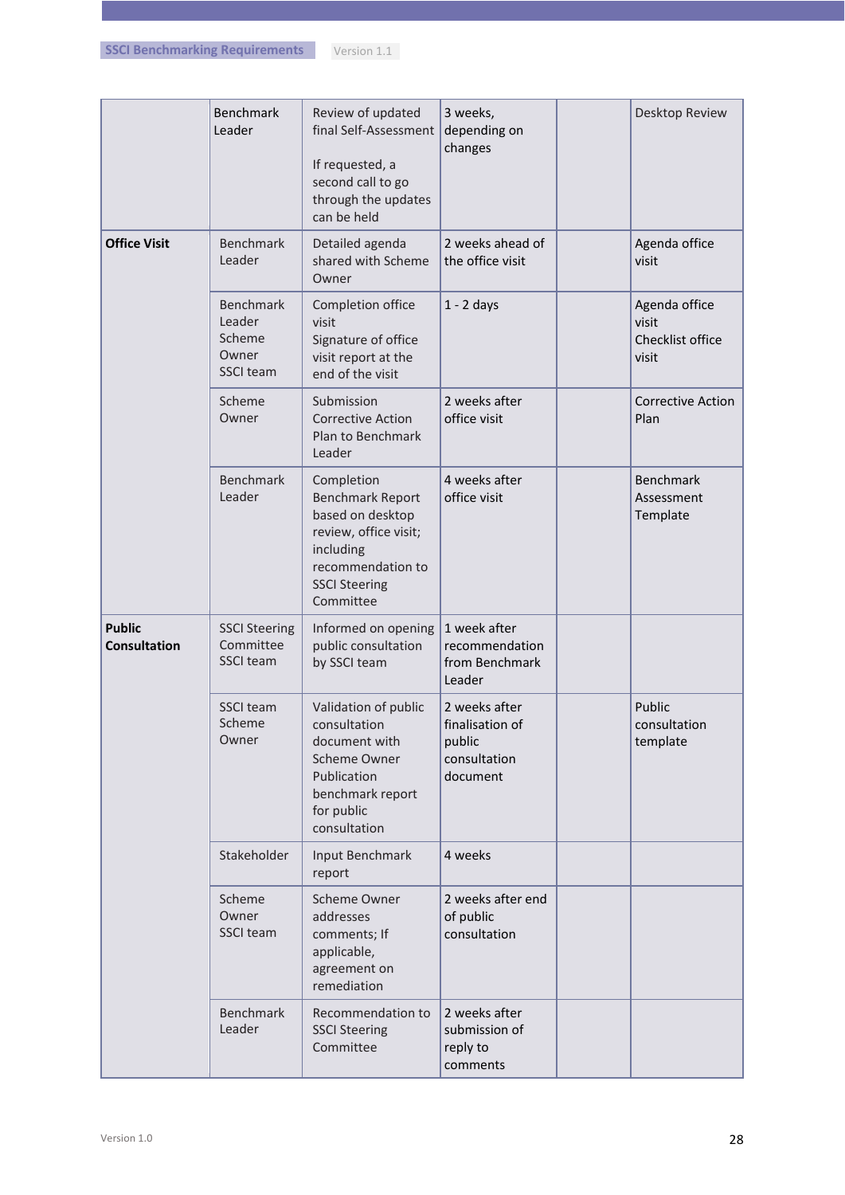| | | | | | |
|---|---|---|---|---|---|
| | Benchmark Leader | Review of updated final Self-Assessment<br><br>If requested, a second call to go through the updates can be held | 3 weeks, depending on changes | | Desktop Review |
| **Office Visit** | Benchmark Leader | Detailed agenda shared with Scheme Owner | 2 weeks ahead of the office visit | | Agenda office visit |
| | Benchmark Leader<br>Scheme Owner<br>SSCI team | Completion office visit<br>Signature of office visit report at the end of the visit | 1 - 2 days | | Agenda office visit<br>Checklist office visit |
| | Scheme Owner | Submission Corrective Action Plan to Benchmark Leader | 2 weeks after office visit | | Corrective Action Plan |
| | Benchmark Leader | Completion Benchmark Report based on desktop review, office visit; including recommendation to SSCI Steering Committee | 4 weeks after office visit | | Benchmark Assessment Template |
| **Public Consultation** | SSCI Steering Committee<br>SSCI team | Informed on opening public consultation by SSCI team | 1 week after recommendation from Benchmark Leader | | |
| | SSCI team<br>Scheme Owner | Validation of public consultation document with Scheme Owner<br>Publication benchmark report for public consultation | 2 weeks after finalisation of public consultation document | | Public consultation template |
| | Stakeholder | Input Benchmark report | 4 weeks | | |
| | Scheme Owner<br>SSCI team | Scheme Owner addresses comments; If applicable, agreement on remediation | 2 weeks after end of public consultation | | |
| | Benchmark Leader | Recommendation to SSCI Steering Committee | 2 weeks after submission of reply to comments | | |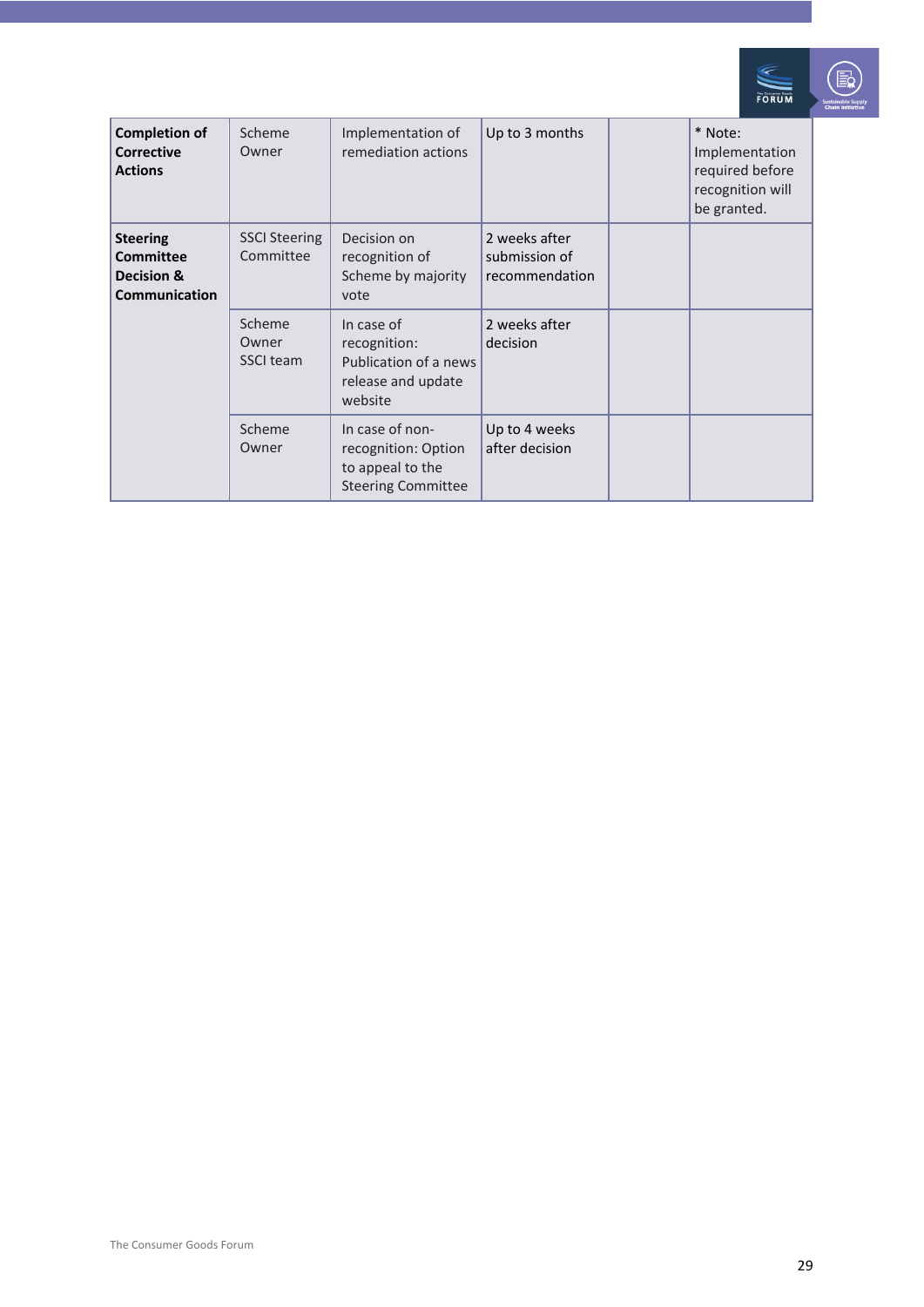| | | | | | |
|---|---|---|---|---|---|
| **Completion of Corrective Actions** | Scheme Owner | Implementation of remediation actions | Up to 3 months | | * Note: Implementation required before recognition will be granted. |
| **Steering Committee Decision & Communication** | SSCI Steering Committee | Decision on recognition of Scheme by majority vote | 2 weeks after submission of recommendation | | |
| | Scheme Owner SSCI team | In case of recognition: Publication of a news release and update website | 2 weeks after decision | | |
| | Scheme Owner | In case of non-recognition: Option to appeal to the Steering Committee | Up to 4 weeks after decision | | |

The Consumer Goods Forum